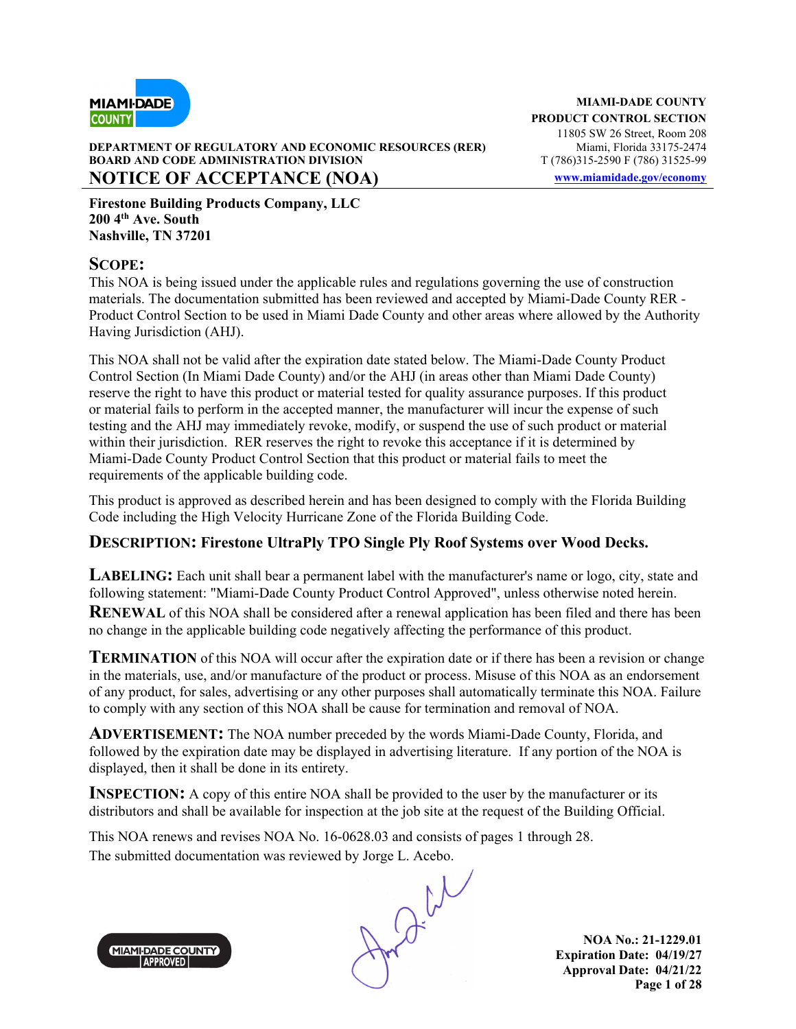MIAMI-DADE COUNTY
PRODUCT CONTROL SECTION
11805 SW 26 Street, Room 208
Miami, Florida 33175-2474
T (786)315-2590 F (786) 31525-99
www.miamidade.gov/economy

DEPARTMENT OF REGULATORY AND ECONOMIC RESOURCES (RER)
BOARD AND CODE ADMINISTRATION DIVISION

# NOTICE OF ACCEPTANCE (NOA)

**Firestone Building Products Company, LLC**
**200 4th Ave. South**
**Nashville, TN 37201**

## SCOPE:

This NOA is being issued under the applicable rules and regulations governing the use of construction materials. The documentation submitted has been reviewed and accepted by Miami-Dade County RER - Product Control Section to be used in Miami Dade County and other areas where allowed by the Authority Having Jurisdiction (AHJ).

This NOA shall not be valid after the expiration date stated below. The Miami-Dade County Product Control Section (In Miami Dade County) and/or the AHJ (in areas other than Miami Dade County) reserve the right to have this product or material tested for quality assurance purposes. If this product or material fails to perform in the accepted manner, the manufacturer will incur the expense of such testing and the AHJ may immediately revoke, modify, or suspend the use of such product or material within their jurisdiction. RER reserves the right to revoke this acceptance if it is determined by Miami-Dade County Product Control Section that this product or material fails to meet the requirements of the applicable building code.

This product is approved as described herein and has been designed to comply with the Florida Building Code including the High Velocity Hurricane Zone of the Florida Building Code.

**DESCRIPTION: Firestone UltraPly TPO Single Ply Roof Systems over Wood Decks.**

**LABELING:** Each unit shall bear a permanent label with the manufacturer's name or logo, city, state and following statement: "Miami-Dade County Product Control Approved", unless otherwise noted herein.

**RENEWAL** of this NOA shall be considered after a renewal application has been filed and there has been no change in the applicable building code negatively affecting the performance of this product.

**TERMINATION** of this NOA will occur after the expiration date or if there has been a revision or change in the materials, use, and/or manufacture of the product or process. Misuse of this NOA as an endorsement of any product, for sales, advertising or any other purposes shall automatically terminate this NOA. Failure to comply with any section of this NOA shall be cause for termination and removal of NOA.

**ADVERTISEMENT:** The NOA number preceded by the words Miami-Dade County, Florida, and followed by the expiration date may be displayed in advertising literature. If any portion of the NOA is displayed, then it shall be done in its entirety.

**INSPECTION:** A copy of this entire NOA shall be provided to the user by the manufacturer or its distributors and shall be available for inspection at the job site at the request of the Building Official.

This NOA renews and revises NOA No. 16-0628.03 and consists of pages 1 through 28.
The submitted documentation was reviewed by Jorge L. Acebo.

**NOA No.: 21-1229.01**
**Expiration Date: 04/19/27**
**Approval Date: 04/21/22**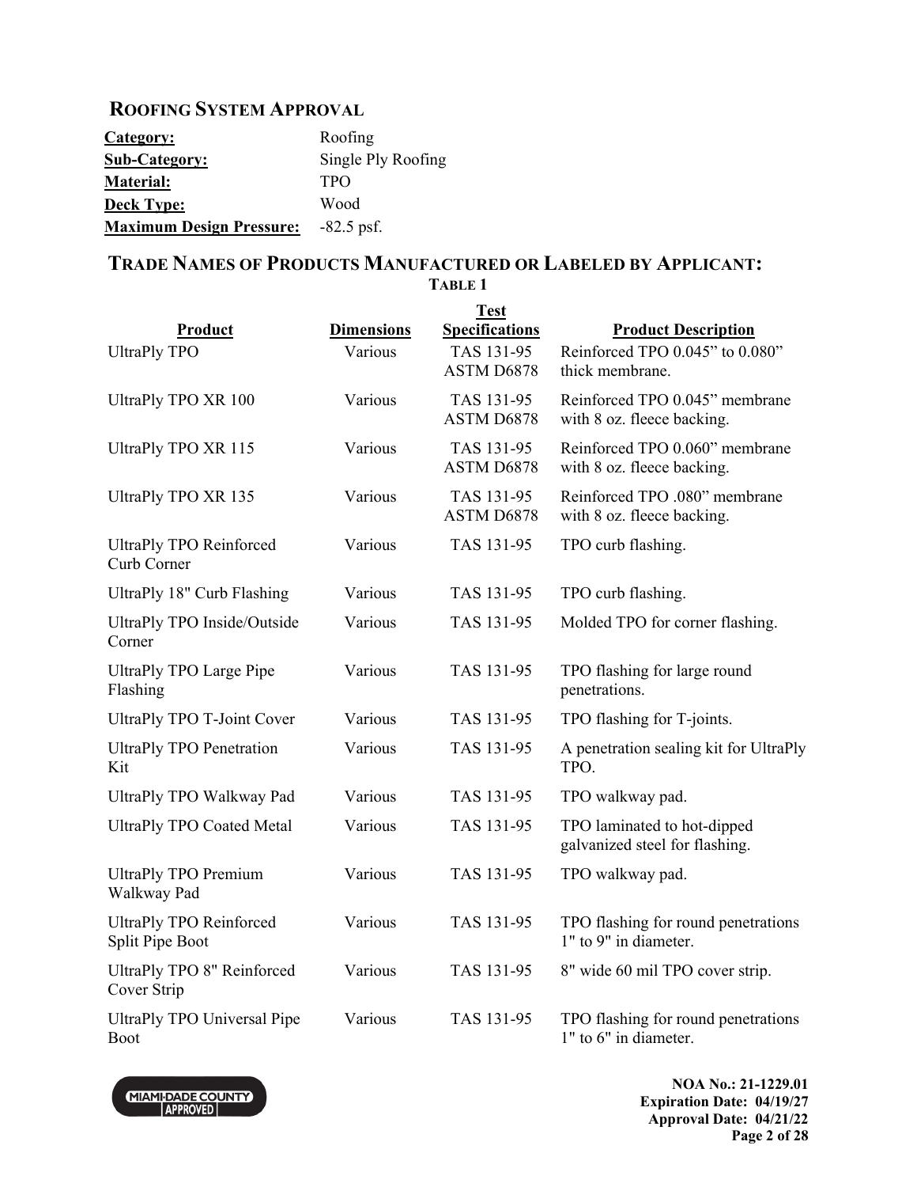## ROOFING SYSTEM APPROVAL

**Category:** Roofing
**Sub-Category:** Single Ply Roofing
**Material:** TPO
**Deck Type:** Wood
**Maximum Design Pressure:** -82.5 psf.

## TRADE NAMES OF PRODUCTS MANUFACTURED OR LABELED BY APPLICANT:

**TABLE 1**

| Product | Dimensions | Test Specifications | Product Description |
|---|---|---|---|
| UltraPly TPO | Various | TAS 131-95 ASTM D6878 | Reinforced TPO 0.045" to 0.080" thick membrane. |
| UltraPly TPO XR 100 | Various | TAS 131-95 ASTM D6878 | Reinforced TPO 0.045" membrane with 8 oz. fleece backing. |
| UltraPly TPO XR 115 | Various | TAS 131-95 ASTM D6878 | Reinforced TPO 0.060" membrane with 8 oz. fleece backing. |
| UltraPly TPO XR 135 | Various | TAS 131-95 ASTM D6878 | Reinforced TPO .080" membrane with 8 oz. fleece backing. |
| UltraPly TPO Reinforced Curb Corner | Various | TAS 131-95 | TPO curb flashing. |
| UltraPly 18" Curb Flashing | Various | TAS 131-95 | TPO curb flashing. |
| UltraPly TPO Inside/Outside Corner | Various | TAS 131-95 | Molded TPO for corner flashing. |
| UltraPly TPO Large Pipe Flashing | Various | TAS 131-95 | TPO flashing for large round penetrations. |
| UltraPly TPO T-Joint Cover | Various | TAS 131-95 | TPO flashing for T-joints. |
| UltraPly TPO Penetration Kit | Various | TAS 131-95 | A penetration sealing kit for UltraPly TPO. |
| UltraPly TPO Walkway Pad | Various | TAS 131-95 | TPO walkway pad. |
| UltraPly TPO Coated Metal | Various | TAS 131-95 | TPO laminated to hot-dipped galvanized steel for flashing. |
| UltraPly TPO Premium Walkway Pad | Various | TAS 131-95 | TPO walkway pad. |
| UltraPly TPO Reinforced Split Pipe Boot | Various | TAS 131-95 | TPO flashing for round penetrations 1" to 9" in diameter. |
| UltraPly TPO 8" Reinforced Cover Strip | Various | TAS 131-95 | 8" wide 60 mil TPO cover strip. |
| UltraPly TPO Universal Pipe Boot | Various | TAS 131-95 | TPO flashing for round penetrations 1" to 6" in diameter. |

**NOA No.: 21-1229.01**
**Expiration Date: 04/19/27**
**Approval Date: 04/21/22**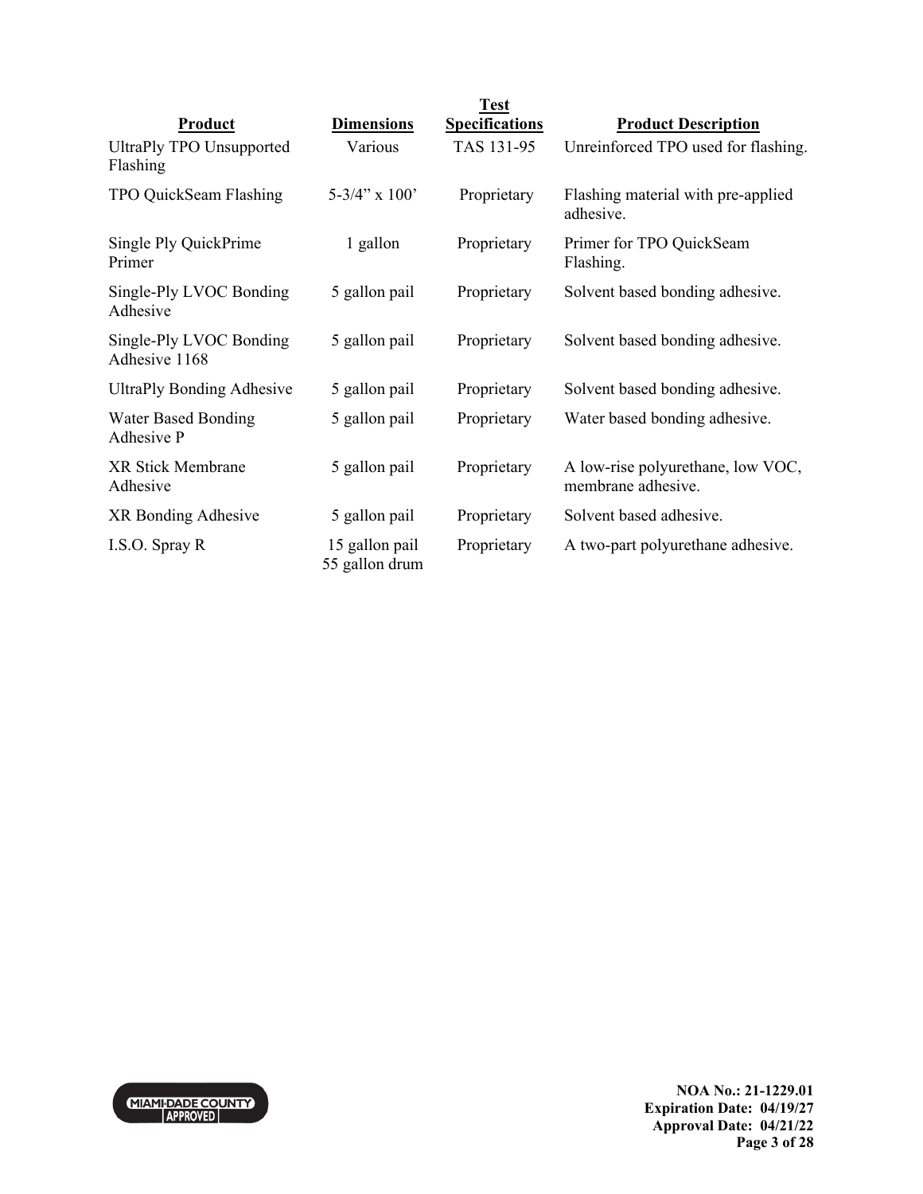| Product | Dimensions | Test Specifications | Product Description |
| --- | --- | --- | --- |
| UltraPly TPO Unsupported Flashing | Various | TAS 131-95 | Unreinforced TPO used for flashing. |
| TPO QuickSeam Flashing | 5-3/4" x 100' | Proprietary | Flashing material with pre-applied adhesive. |
| Single Ply QuickPrime Primer | 1 gallon | Proprietary | Primer for TPO QuickSeam Flashing. |
| Single-Ply LVOC Bonding Adhesive | 5 gallon pail | Proprietary | Solvent based bonding adhesive. |
| Single-Ply LVOC Bonding Adhesive 1168 | 5 gallon pail | Proprietary | Solvent based bonding adhesive. |
| UltraPly Bonding Adhesive | 5 gallon pail | Proprietary | Solvent based bonding adhesive. |
| Water Based Bonding Adhesive P | 5 gallon pail | Proprietary | Water based bonding adhesive. |
| XR Stick Membrane Adhesive | 5 gallon pail | Proprietary | A low-rise polyurethane, low VOC, membrane adhesive. |
| XR Bonding Adhesive | 5 gallon pail | Proprietary | Solvent based adhesive. |
| I.S.O. Spray R | 15 gallon pail<br>55 gallon drum | Proprietary | A two-part polyurethane adhesive. |

**NOA No.: 21-1229.01**
**Expiration Date: 04/19/27**
**Approval Date: 04/21/22**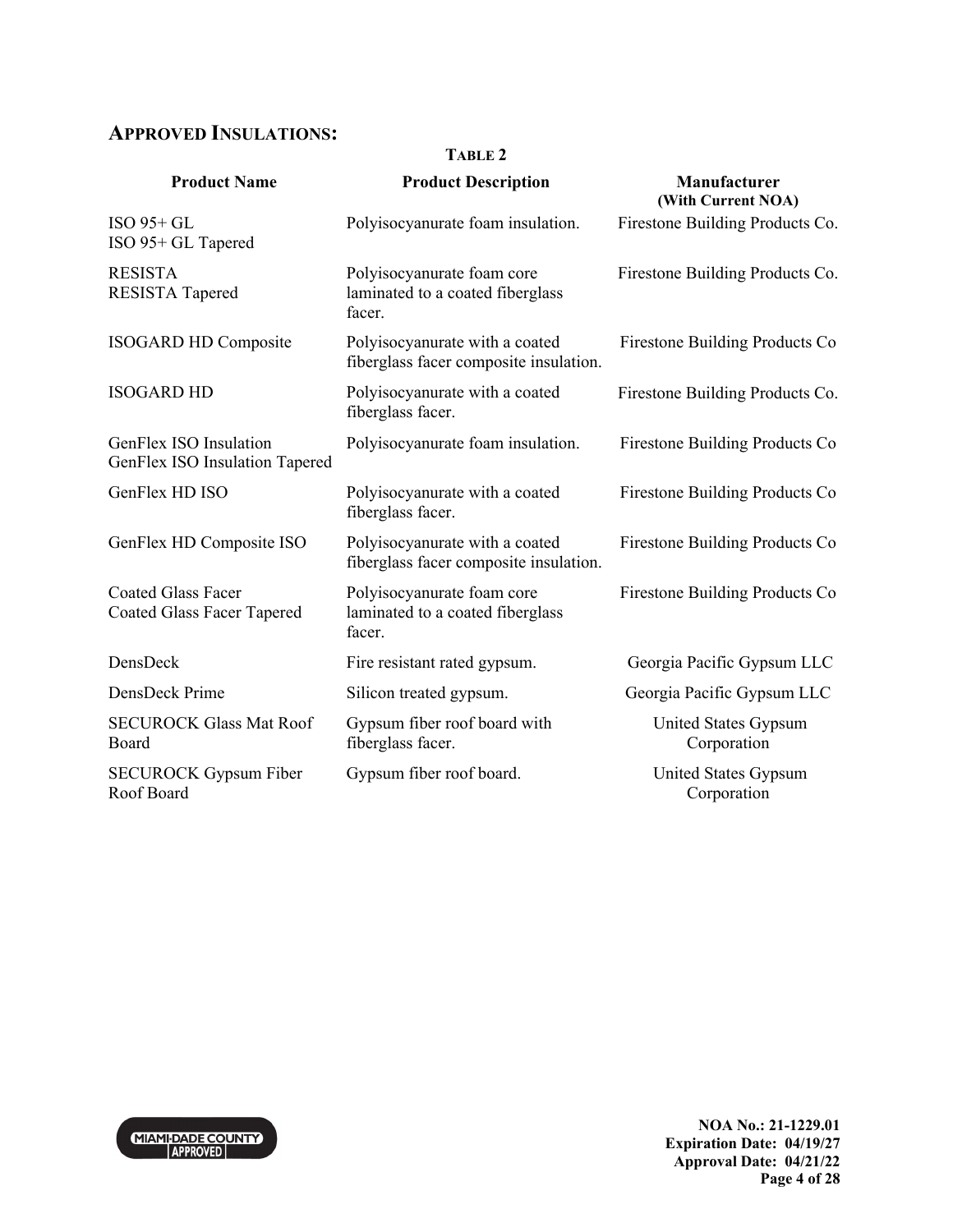## APPROVED INSULATIONS:

**TABLE 2**

| Product Name | Product Description | Manufacturer (With Current NOA) |
|---|---|---|
| ISO 95+ GL<br>ISO 95+ GL Tapered | Polyisocyanurate foam insulation. | Firestone Building Products Co. |
| RESISTA<br>RESISTA Tapered | Polyisocyanurate foam core laminated to a coated fiberglass facer. | Firestone Building Products Co. |
| ISOGARD HD Composite | Polyisocyanurate with a coated fiberglass facer composite insulation. | Firestone Building Products Co |
| ISOGARD HD | Polyisocyanurate with a coated fiberglass facer. | Firestone Building Products Co. |
| GenFlex ISO Insulation<br>GenFlex ISO Insulation Tapered | Polyisocyanurate foam insulation. | Firestone Building Products Co |
| GenFlex HD ISO | Polyisocyanurate with a coated fiberglass facer. | Firestone Building Products Co |
| GenFlex HD Composite ISO | Polyisocyanurate with a coated fiberglass facer composite insulation. | Firestone Building Products Co |
| Coated Glass Facer<br>Coated Glass Facer Tapered | Polyisocyanurate foam core laminated to a coated fiberglass facer. | Firestone Building Products Co |
| DensDeck | Fire resistant rated gypsum. | Georgia Pacific Gypsum LLC |
| DensDeck Prime | Silicon treated gypsum. | Georgia Pacific Gypsum LLC |
| SECUROCK Glass Mat Roof Board | Gypsum fiber roof board with fiberglass facer. | United States Gypsum Corporation |
| SECUROCK Gypsum Fiber Roof Board | Gypsum fiber roof board. | United States Gypsum Corporation |

NOA No.: 21-1229.01
Expiration Date: 04/19/27
Approval Date: 04/21/22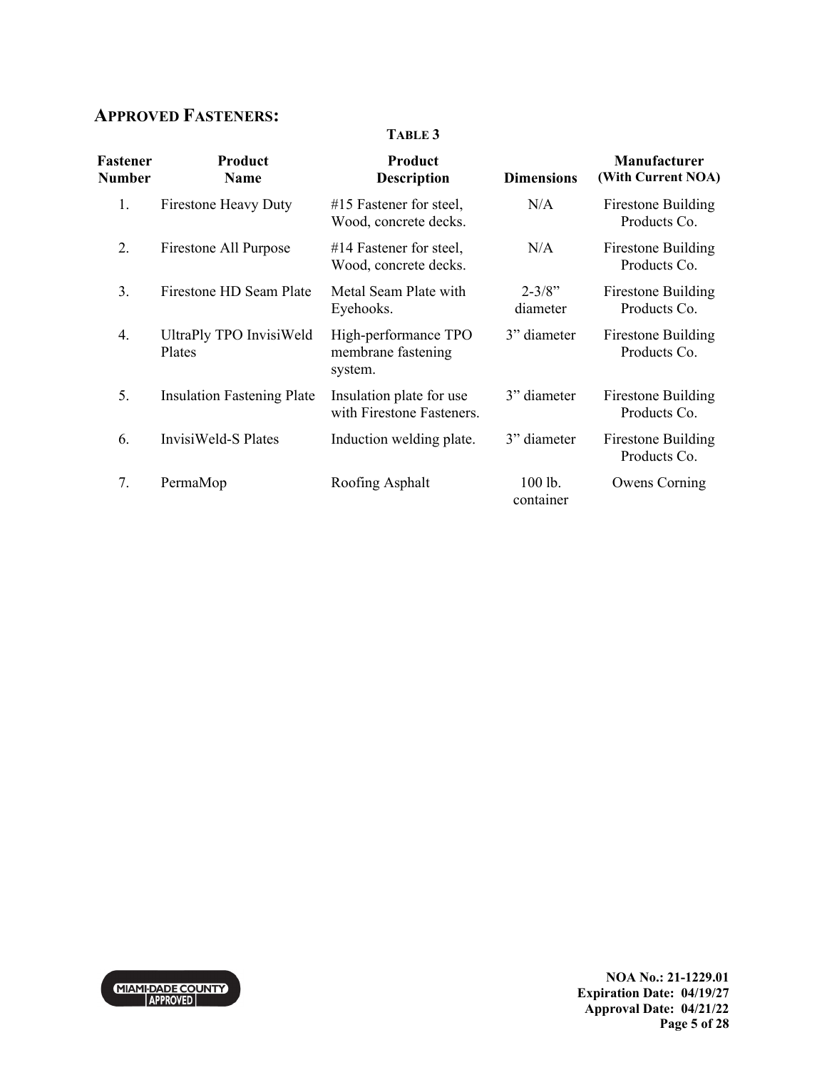## APPROVED FASTENERS:

**TABLE 3**

| Fastener Number | Product Name | Product Description | Dimensions | Manufacturer (With Current NOA) |
|---|---|---|---|---|
| 1. | Firestone Heavy Duty | #15 Fastener for steel, Wood, concrete decks. | N/A | Firestone Building Products Co. |
| 2. | Firestone All Purpose | #14 Fastener for steel, Wood, concrete decks. | N/A | Firestone Building Products Co. |
| 3. | Firestone HD Seam Plate | Metal Seam Plate with Eyehooks. | 2-3/8" diameter | Firestone Building Products Co. |
| 4. | UltraPly TPO InvisiWeld Plates | High-performance TPO membrane fastening system. | 3" diameter | Firestone Building Products Co. |
| 5. | Insulation Fastening Plate | Insulation plate for use with Firestone Fasteners. | 3" diameter | Firestone Building Products Co. |
| 6. | InvisiWeld-S Plates | Induction welding plate. | 3" diameter | Firestone Building Products Co. |
| 7. | PermaMop | Roofing Asphalt | 100 lb. container | Owens Corning |

**NOA No.: 21-1229.01**
**Expiration Date: 04/19/27**
**Approval Date: 04/21/22**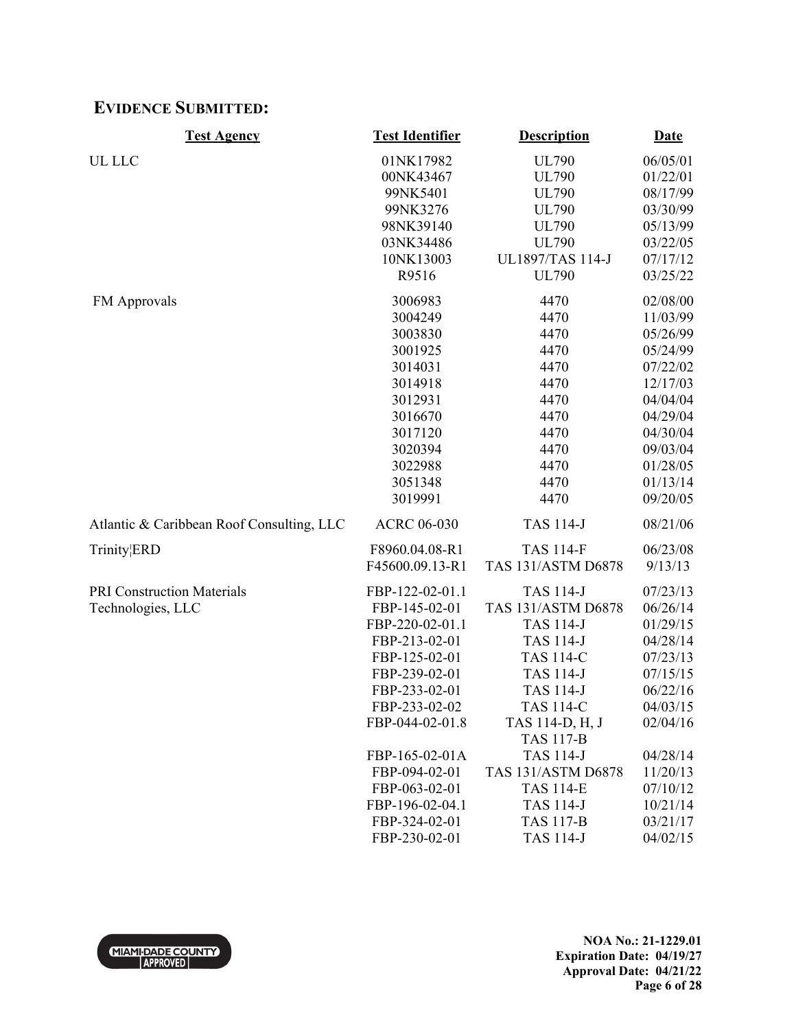## EVIDENCE SUBMITTED:

| Test Agency | Test Identifier | Description | Date |
|---|---|---|---|
| UL LLC | 01NK17982 | UL790 | 06/05/01 |
| | 00NK43467 | UL790 | 01/22/01 |
| | 99NK5401 | UL790 | 08/17/99 |
| | 99NK3276 | UL790 | 03/30/99 |
| | 98NK39140 | UL790 | 05/13/99 |
| | 03NK34486 | UL790 | 03/22/05 |
| | 10NK13003 | UL1897/TAS 114-J | 07/17/12 |
| | R9516 | UL790 | 03/25/22 |
| FM Approvals | 3006983 | 4470 | 02/08/00 |
| | 3004249 | 4470 | 11/03/99 |
| | 3003830 | 4470 | 05/26/99 |
| | 3001925 | 4470 | 05/24/99 |
| | 3014031 | 4470 | 07/22/02 |
| | 3014918 | 4470 | 12/17/03 |
| | 3012931 | 4470 | 04/04/04 |
| | 3016670 | 4470 | 04/29/04 |
| | 3017120 | 4470 | 04/30/04 |
| | 3020394 | 4470 | 09/03/04 |
| | 3022988 | 4470 | 01/28/05 |
| | 3051348 | 4470 | 01/13/14 |
| | 3019991 | 4470 | 09/20/05 |
| Atlantic & Caribbean Roof Consulting, LLC | ACRC 06-030 | TAS 114-J | 08/21/06 |
| Trinity¦ERD | F8960.04.08-R1 | TAS 114-F | 06/23/08 |
| | F45600.09.13-R1 | TAS 131/ASTM D6878 | 9/13/13 |
| PRI Construction Materials Technologies, LLC | FBP-122-02-01.1 | TAS 114-J | 07/23/13 |
| | FBP-145-02-01 | TAS 131/ASTM D6878 | 06/26/14 |
| | FBP-220-02-01.1 | TAS 114-J | 01/29/15 |
| | FBP-213-02-01 | TAS 114-J | 04/28/14 |
| | FBP-125-02-01 | TAS 114-C | 07/23/13 |
| | FBP-239-02-01 | TAS 114-J | 07/15/15 |
| | FBP-233-02-01 | TAS 114-J | 06/22/16 |
| | FBP-233-02-02 | TAS 114-C | 04/03/15 |
| | FBP-044-02-01.8 | TAS 114-D, H, J<br>TAS 117-B | 02/04/16 |
| | FBP-165-02-01A | TAS 114-J | 04/28/14 |
| | FBP-094-02-01 | TAS 131/ASTM D6878 | 11/20/13 |
| | FBP-063-02-01 | TAS 114-E | 07/10/12 |
| | FBP-196-02-04.1 | TAS 114-J | 10/21/14 |
| | FBP-324-02-01 | TAS 117-B | 03/21/17 |
| | FBP-230-02-01 | TAS 114-J | 04/02/15 |

MIAMI-DADE COUNTY APPROVED

**NOA No.: 21-1229.01**
**Expiration Date: 04/19/27**
**Approval Date: 04/21/22**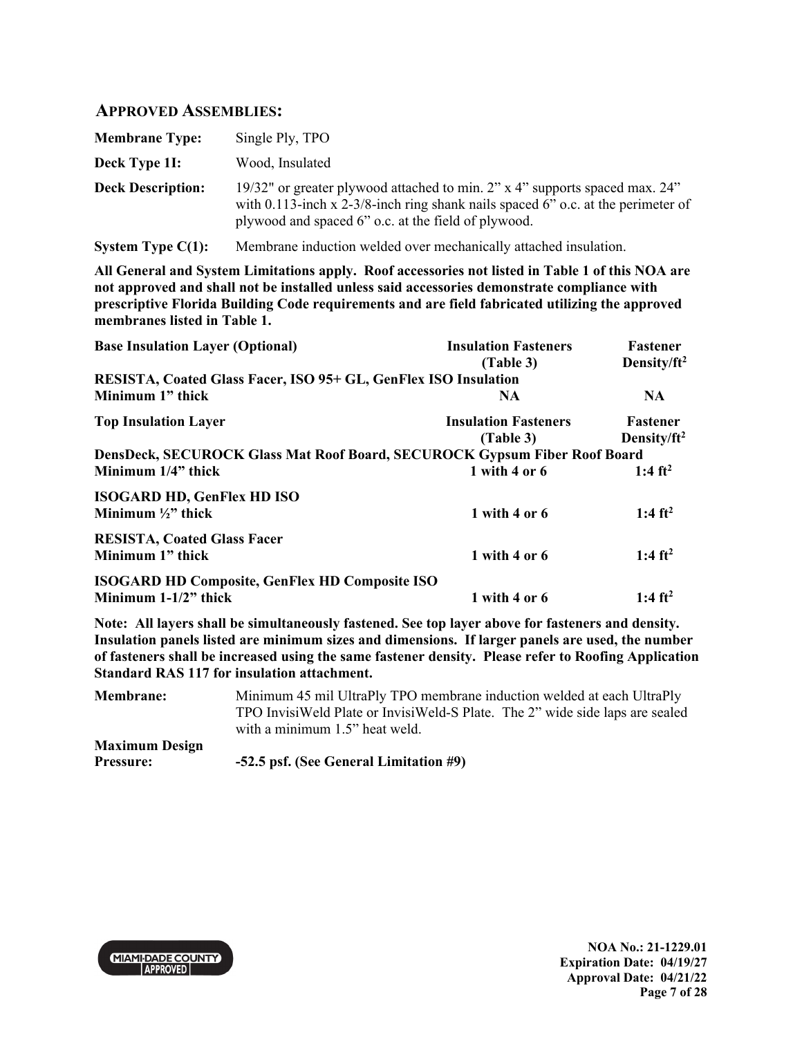## APPROVED ASSEMBLIES:

**Membrane Type:** Single Ply, TPO

**Deck Type 1I:** Wood, Insulated

**Deck Description:** 19/32" or greater plywood attached to min. 2” x 4” supports spaced max. 24” with 0.113-inch x 2-3/8-inch ring shank nails spaced 6” o.c. at the perimeter of plywood and spaced 6” o.c. at the field of plywood.

**System Type C(1):** Membrane induction welded over mechanically attached insulation.

**All General and System Limitations apply. Roof accessories not listed in Table 1 of this NOA are not approved and shall not be installed unless said accessories demonstrate compliance with prescriptive Florida Building Code requirements and are field fabricated utilizing the approved membranes listed in Table 1.**

| Base Insulation Layer (Optional) | Insulation Fasteners (Table 3) | Fastener Density/ft$^2$ |
|---|---|---|
| **RESISTA, Coated Glass Facer, ISO 95+ GL, GenFlex ISO Insulation** | | |
| **Minimum 1” thick** | **NA** | **NA** |

| Top Insulation Layer | Insulation Fasteners (Table 3) | Fastener Density/ft$^2$ |
|---|---|---|
| **DensDeck, SECUROCK Glass Mat Roof Board, SECUROCK Gypsum Fiber Roof Board** | | |
| **Minimum 1/4” thick** | **1 with 4 or 6** | **1:4 ft$^2$** |
| **ISOGARD HD, GenFlex HD ISO** | | |
| **Minimum ½” thick** | **1 with 4 or 6** | **1:4 ft$^2$** |
| **RESISTA, Coated Glass Facer** | | |
| **Minimum 1” thick** | **1 with 4 or 6** | **1:4 ft$^2$** |
| **ISOGARD HD Composite, GenFlex HD Composite ISO** | | |
| **Minimum 1-1/2” thick** | **1 with 4 or 6** | **1:4 ft$^2$** |

**Note: All layers shall be simultaneously fastened. See top layer above for fasteners and density. Insulation panels listed are minimum sizes and dimensions. If larger panels are used, the number of fasteners shall be increased using the same fastener density. Please refer to Roofing Application Standard RAS 117 for insulation attachment.**

**Membrane:** Minimum 45 mil UltraPly TPO membrane induction welded at each UltraPly TPO InvisiWeld Plate or InvisiWeld-S Plate. The 2” wide side laps are sealed with a minimum 1.5” heat weld.

**Maximum Design Pressure:** **-52.5 psf. (See General Limitation #9)**

NOA No.: 21-1229.01
Expiration Date: 04/19/27
Approval Date: 04/21/22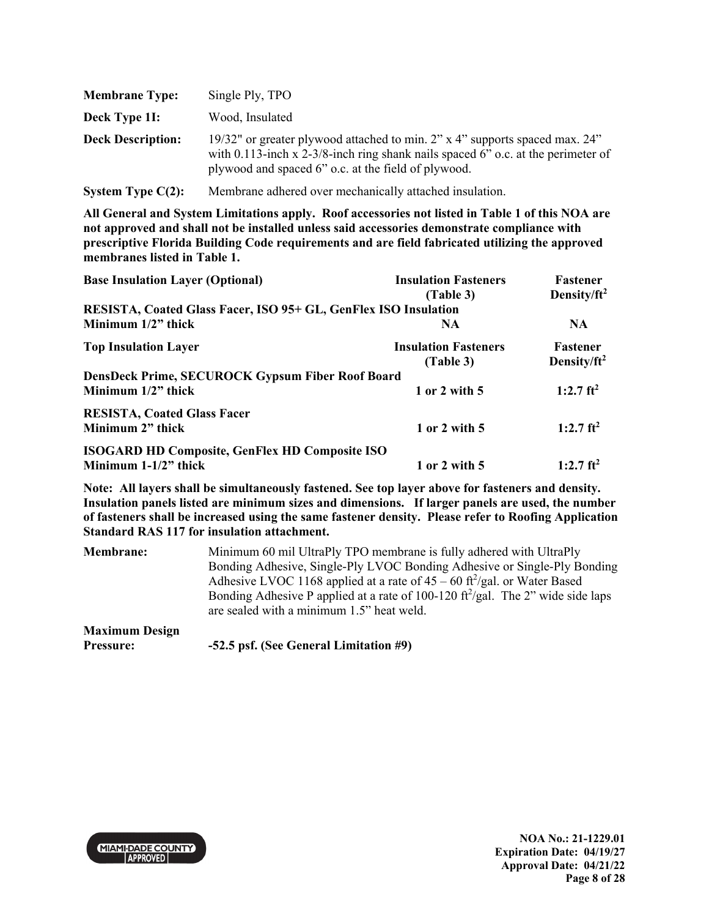| | |
|---|---|
| **Membrane Type:** | Single Ply, TPO |
| **Deck Type 1I:** | Wood, Insulated |
| **Deck Description:** | 19/32" or greater plywood attached to min. 2" x 4" supports spaced max. 24" with 0.113-inch x 2-3/8-inch ring shank nails spaced 6" o.c. at the perimeter of plywood and spaced 6" o.c. at the field of plywood. |
| **System Type C(2):** | Membrane adhered over mechanically attached insulation. |

**All General and System Limitations apply. Roof accessories not listed in Table 1 of this NOA are not approved and shall not be installed unless said accessories demonstrate compliance with prescriptive Florida Building Code requirements and are field fabricated utilizing the approved membranes listed in Table 1.**

| **Base Insulation Layer (Optional)** | **Insulation Fasteners (Table 3)** | **Fastener Density/ft²** |
|---|---|---|
| **RESISTA, Coated Glass Facer, ISO 95+ GL, GenFlex ISO Insulation Minimum 1/2" thick** | **NA** | **NA** |

| **Top Insulation Layer** | **Insulation Fasteners (Table 3)** | **Fastener Density/ft²** |
|---|---|---|
| **DensDeck Prime, SECUROCK Gypsum Fiber Roof Board Minimum 1/2" thick** | **1 or 2 with 5** | **1:2.7 ft²** |
| **RESISTA, Coated Glass Facer Minimum 2" thick** | **1 or 2 with 5** | **1:2.7 ft²** |
| **ISOGARD HD Composite, GenFlex HD Composite ISO Minimum 1-1/2" thick** | **1 or 2 with 5** | **1:2.7 ft²** |

**Note: All layers shall be simultaneously fastened. See top layer above for fasteners and density. Insulation panels listed are minimum sizes and dimensions. If larger panels are used, the number of fasteners shall be increased using the same fastener density. Please refer to Roofing Application Standard RAS 117 for insulation attachment.**

| | |
|---|---|
| **Membrane:** | Minimum 60 mil UltraPly TPO membrane is fully adhered with UltraPly Bonding Adhesive, Single-Ply LVOC Bonding Adhesive or Single-Ply Bonding Adhesive LVOC 1168 applied at a rate of 45 – 60 ft²/gal. or Water Based Bonding Adhesive P applied at a rate of 100-120 ft²/gal. The 2" wide side laps are sealed with a minimum 1.5" heat weld. |
| **Maximum Design Pressure:** | **-52.5 psf. (See General Limitation #9)** |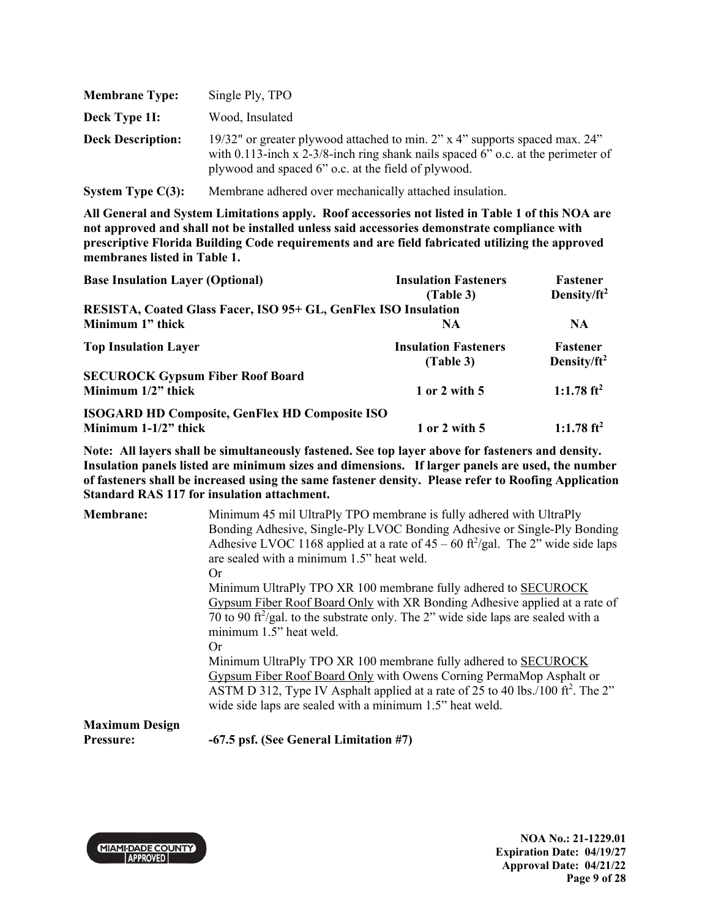**Membrane Type:** Single Ply, TPO

**Deck Type 1I:** Wood, Insulated

**Deck Description:** 19/32" or greater plywood attached to min. 2" x 4" supports spaced max. 24" with 0.113-inch x 2-3/8-inch ring shank nails spaced 6" o.c. at the perimeter of plywood and spaced 6" o.c. at the field of plywood.

**System Type C(3):** Membrane adhered over mechanically attached insulation.

**All General and System Limitations apply. Roof accessories not listed in Table 1 of this NOA are not approved and shall not be installed unless said accessories demonstrate compliance with prescriptive Florida Building Code requirements and are field fabricated utilizing the approved membranes listed in Table 1.**

| Base Insulation Layer (Optional) | Insulation Fasteners (Table 3) | Fastener Density/ft$^2$ |
|---|---|---|
| **RESISTA, Coated Glass Facer, ISO 95+ GL, GenFlex ISO Insulation** | | |
| **Minimum 1" thick** | **NA** | **NA** |
| **Top Insulation Layer** | **Insulation Fasteners (Table 3)** | **Fastener Density/ft$^2$** |
| **SECUROCK Gypsum Fiber Roof Board** | | |
| **Minimum 1/2" thick** | **1 or 2 with 5** | **1:1.78 ft$^2$** |
| **ISOGARD HD Composite, GenFlex HD Composite ISO** | | |
| **Minimum 1-1/2" thick** | **1 or 2 with 5** | **1:1.78 ft$^2$** |

**Note: All layers shall be simultaneously fastened. See top layer above for fasteners and density. Insulation panels listed are minimum sizes and dimensions. If larger panels are used, the number of fasteners shall be increased using the same fastener density. Please refer to Roofing Application Standard RAS 117 for insulation attachment.**

**Membrane:** Minimum 45 mil UltraPly TPO membrane is fully adhered with UltraPly Bonding Adhesive, Single-Ply LVOC Bonding Adhesive or Single-Ply Bonding Adhesive LVOC 1168 applied at a rate of 45 – 60 ft$^2$/gal. The 2" wide side laps are sealed with a minimum 1.5" heat weld.
Or
Minimum UltraPly TPO XR 100 membrane fully adhered to <u>SECUROCK Gypsum Fiber Roof Board Only</u> with XR Bonding Adhesive applied at a rate of 70 to 90 ft$^2$/gal. to the substrate only. The 2" wide side laps are sealed with a minimum 1.5" heat weld.
Or
Minimum UltraPly TPO XR 100 membrane fully adhered to <u>SECUROCK Gypsum Fiber Roof Board Only</u> with Owens Corning PermaMop Asphalt or ASTM D 312, Type IV Asphalt applied at a rate of 25 to 40 lbs./100 ft$^2$. The 2" wide side laps are sealed with a minimum 1.5" heat weld.

**Maximum Design Pressure:** **-67.5 psf. (See General Limitation #7)**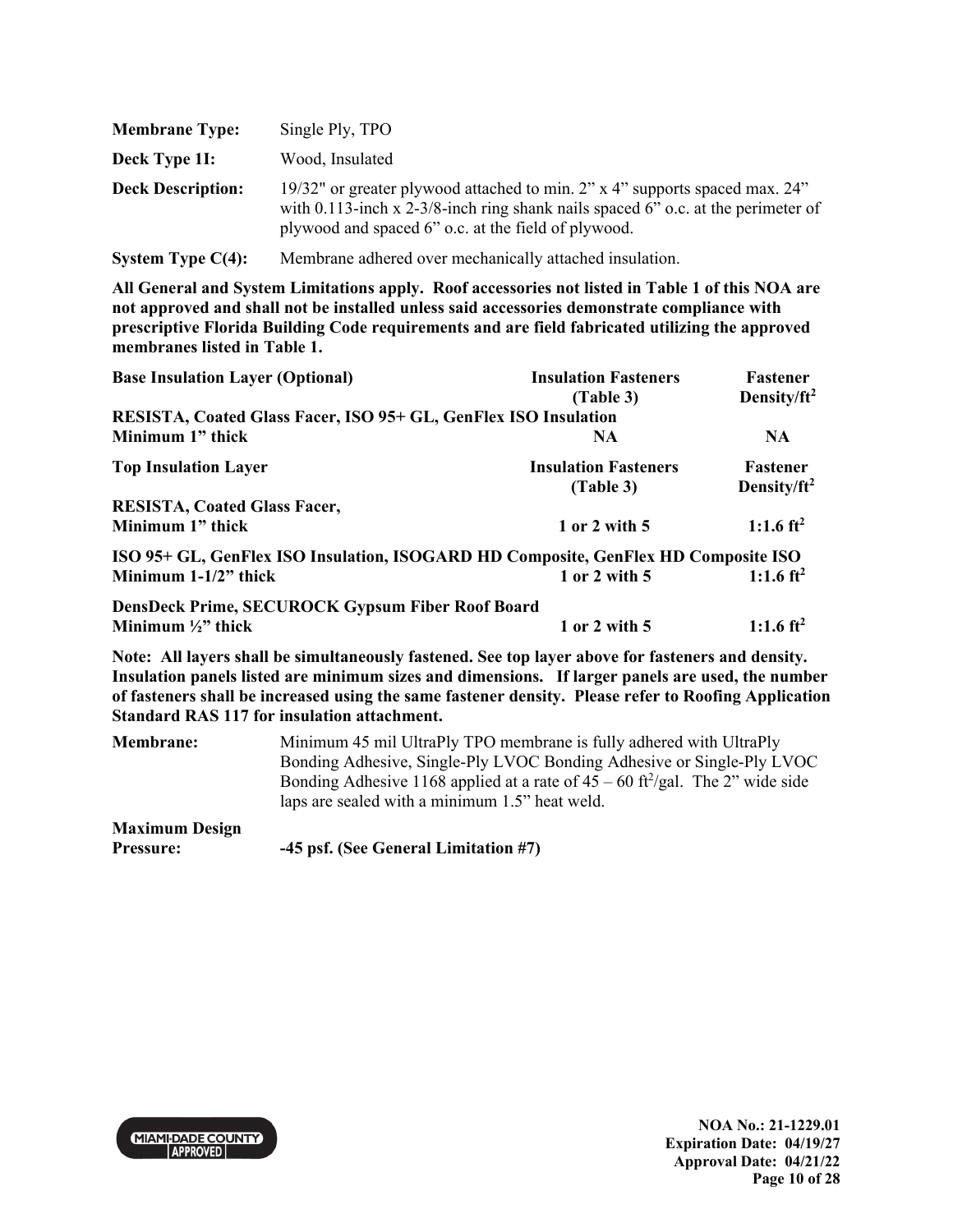| | |
|---|---|
| **Membrane Type:** | Single Ply, TPO |
| **Deck Type 1I:** | Wood, Insulated |
| **Deck Description:** | 19/32" or greater plywood attached to min. 2" x 4" supports spaced max. 24" with 0.113-inch x 2-3/8-inch ring shank nails spaced 6" o.c. at the perimeter of plywood and spaced 6" o.c. at the field of plywood. |
| **System Type C(4):** | Membrane adhered over mechanically attached insulation. |

**All General and System Limitations apply. Roof accessories not listed in Table 1 of this NOA are not approved and shall not be installed unless said accessories demonstrate compliance with prescriptive Florida Building Code requirements and are field fabricated utilizing the approved membranes listed in Table 1.**

| **Base Insulation Layer (Optional)** | **Insulation Fasteners (Table 3)** | **Fastener Density/ft$^2$** |
|---|---|---|
| **RESISTA, Coated Glass Facer, ISO 95+ GL, GenFlex ISO Insulation Minimum 1" thick** | **NA** | **NA** |

| **Top Insulation Layer** | **Insulation Fasteners (Table 3)** | **Fastener Density/ft$^2$** |
|---|---|---|
| **RESISTA, Coated Glass Facer, Minimum 1" thick** | **1 or 2 with 5** | **1:1.6 ft$^2$** |
| **ISO 95+ GL, GenFlex ISO Insulation, ISOGARD HD Composite, GenFlex HD Composite ISO Minimum 1-1/2" thick** | **1 or 2 with 5** | **1:1.6 ft$^2$** |
| **DensDeck Prime, SECUROCK Gypsum Fiber Roof Board Minimum ½" thick** | **1 or 2 with 5** | **1:1.6 ft$^2$** |

**Note: All layers shall be simultaneously fastened. See top layer above for fasteners and density. Insulation panels listed are minimum sizes and dimensions. If larger panels are used, the number of fasteners shall be increased using the same fastener density. Please refer to Roofing Application Standard RAS 117 for insulation attachment.**

| | |
|---|---|
| **Membrane:** | Minimum 45 mil UltraPly TPO membrane is fully adhered with UltraPly Bonding Adhesive, Single-Ply LVOC Bonding Adhesive or Single-Ply LVOC Bonding Adhesive 1168 applied at a rate of 45 – 60 ft$^2$/gal. The 2" wide side laps are sealed with a minimum 1.5" heat weld. |
| **Maximum Design Pressure:** | **-45 psf. (See General Limitation #7)** |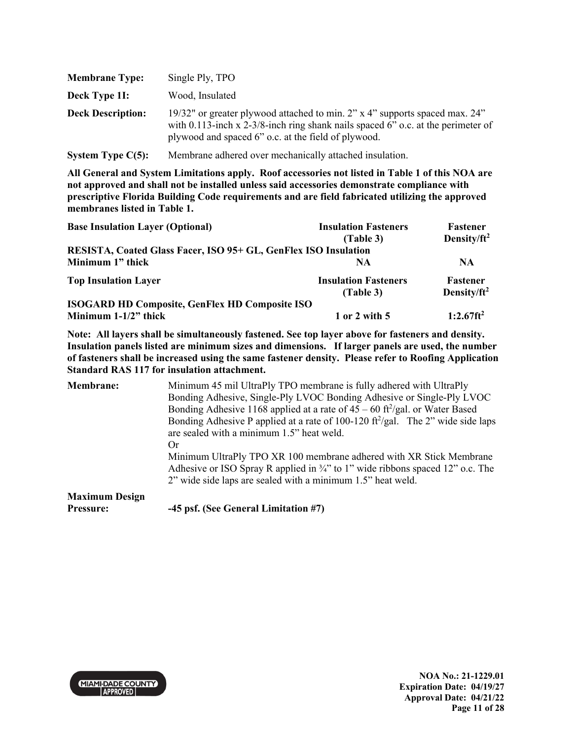**Membrane Type:** Single Ply, TPO

**Deck Type 1I:** Wood, Insulated

**Deck Description:** 19/32" or greater plywood attached to min. 2" x 4" supports spaced max. 24" with 0.113-inch x 2-3/8-inch ring shank nails spaced 6" o.c. at the perimeter of plywood and spaced 6" o.c. at the field of plywood.

**System Type C(5):** Membrane adhered over mechanically attached insulation.

**All General and System Limitations apply. Roof accessories not listed in Table 1 of this NOA are not approved and shall not be installed unless said accessories demonstrate compliance with prescriptive Florida Building Code requirements and are field fabricated utilizing the approved membranes listed in Table 1.**

| Base Insulation Layer (Optional) | Insulation Fasteners (Table 3) | Fastener Density/ft$^2$ |
|---|---|---|
| **RESISTA, Coated Glass Facer, ISO 95+ GL, GenFlex ISO Insulation Minimum 1" thick** | **NA** | **NA** |
| **Top Insulation Layer** | **Insulation Fasteners (Table 3)** | **Fastener Density/ft$^2$** |
| **ISOGARD HD Composite, GenFlex HD Composite ISO Minimum 1-1/2" thick** | **1 or 2 with 5** | **1:2.67ft$^2$** |

**Note: All layers shall be simultaneously fastened. See top layer above for fasteners and density. Insulation panels listed are minimum sizes and dimensions. If larger panels are used, the number of fasteners shall be increased using the same fastener density. Please refer to Roofing Application Standard RAS 117 for insulation attachment.**

**Membrane:** Minimum 45 mil UltraPly TPO membrane is fully adhered with UltraPly Bonding Adhesive, Single-Ply LVOC Bonding Adhesive or Single-Ply LVOC Bonding Adhesive 1168 applied at a rate of 45 – 60 ft$^2$/gal. or Water Based Bonding Adhesive P applied at a rate of 100-120 ft$^2$/gal. The 2" wide side laps are sealed with a minimum 1.5" heat weld.

Or

Minimum UltraPly TPO XR 100 membrane adhered with XR Stick Membrane Adhesive or ISO Spray R applied in ¾" to 1" wide ribbons spaced 12" o.c. The 2" wide side laps are sealed with a minimum 1.5" heat weld.

**Maximum Design Pressure:** **-45 psf. (See General Limitation #7)**

NOA No.: 21-1229.01
Expiration Date: 04/19/27
Approval Date: 04/21/22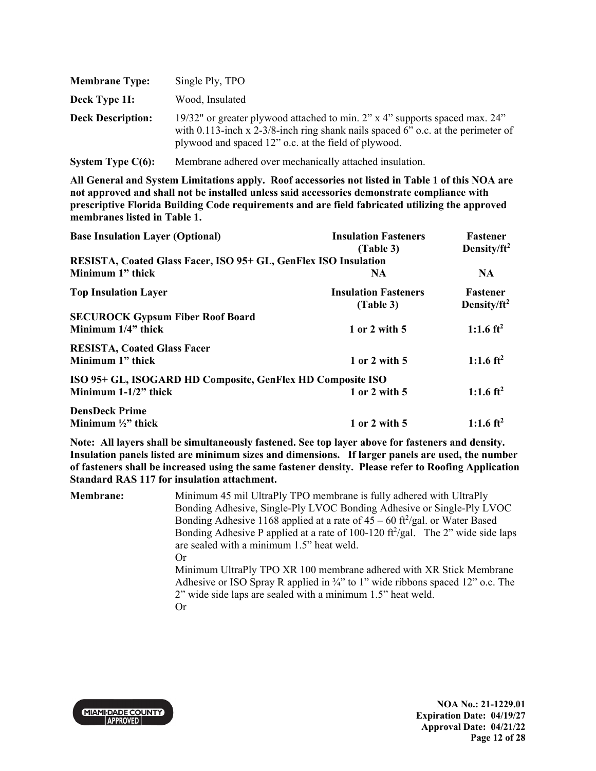| | |
|---|---|
| **Membrane Type:** | Single Ply, TPO |
| **Deck Type 1I:** | Wood, Insulated |
| **Deck Description:** | 19/32" or greater plywood attached to min. 2" x 4" supports spaced max. 24" with 0.113-inch x 2-3/8-inch ring shank nails spaced 6" o.c. at the perimeter of plywood and spaced 12" o.c. at the field of plywood. |
| **System Type C(6):** | Membrane adhered over mechanically attached insulation. |

**All General and System Limitations apply. Roof accessories not listed in Table 1 of this NOA are not approved and shall not be installed unless said accessories demonstrate compliance with prescriptive Florida Building Code requirements and are field fabricated utilizing the approved membranes listed in Table 1.**

| **Base Insulation Layer (Optional)** | **Insulation Fasteners (Table 3)** | **Fastener Density/ft$^2$** |
|---|---|---|
| **RESISTA, Coated Glass Facer, ISO 95+ GL, GenFlex ISO Insulation Minimum 1" thick** | **NA** | **NA** |

| **Top Insulation Layer** | **Insulation Fasteners (Table 3)** | **Fastener Density/ft$^2$** |
|---|---|---|
| **SECUROCK Gypsum Fiber Roof Board Minimum 1/4" thick** | **1 or 2 with 5** | **1:1.6 ft$^2$** |
| **RESISTA, Coated Glass Facer Minimum 1" thick** | **1 or 2 with 5** | **1:1.6 ft$^2$** |
| **ISO 95+ GL, ISOGARD HD Composite, GenFlex HD Composite ISO Minimum 1-1/2" thick** | **1 or 2 with 5** | **1:1.6 ft$^2$** |
| **DensDeck Prime Minimum ½" thick** | **1 or 2 with 5** | **1:1.6 ft$^2$** |

**Note: All layers shall be simultaneously fastened. See top layer above for fasteners and density. Insulation panels listed are minimum sizes and dimensions. If larger panels are used, the number of fasteners shall be increased using the same fastener density. Please refer to Roofing Application Standard RAS 117 for insulation attachment.**

**Membrane:** Minimum 45 mil UltraPly TPO membrane is fully adhered with UltraPly Bonding Adhesive, Single-Ply LVOC Bonding Adhesive or Single-Ply LVOC Bonding Adhesive 1168 applied at a rate of 45 – 60 ft$^2$/gal. or Water Based Bonding Adhesive P applied at a rate of 100-120 ft$^2$/gal. The 2" wide side laps are sealed with a minimum 1.5" heat weld.

Or

Minimum UltraPly TPO XR 100 membrane adhered with XR Stick Membrane Adhesive or ISO Spray R applied in ¾" to 1" wide ribbons spaced 12" o.c. The 2" wide side laps are sealed with a minimum 1.5" heat weld.

Or

**NOA No.: 21-1229.01**
**Expiration Date: 04/19/27**
**Approval Date: 04/21/22**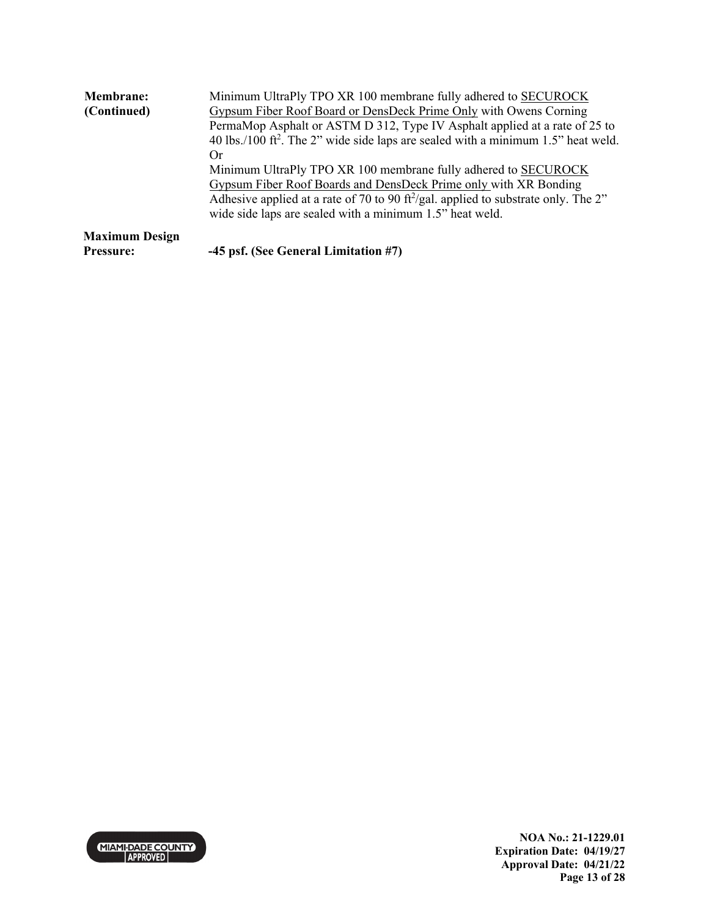**Membrane: (Continued)** Minimum UltraPly TPO XR 100 membrane fully adhered to <u>SECUROCK Gypsum Fiber Roof Board or DensDeck Prime Only</u> with Owens Corning PermaMop Asphalt or ASTM D 312, Type IV Asphalt applied at a rate of 25 to 40 lbs./100 $ft^2$. The 2" wide side laps are sealed with a minimum 1.5" heat weld.

Or

Minimum UltraPly TPO XR 100 membrane fully adhered to <u>SECUROCK Gypsum Fiber Roof Boards and DensDeck Prime only</u> with XR Bonding Adhesive applied at a rate of 70 to 90 $ft^2$/gal. applied to substrate only. The 2" wide side laps are sealed with a minimum 1.5" heat weld.

**Maximum Design Pressure:** **-45 psf. (See General Limitation #7)**

**NOA No.: 21-1229.01**
**Expiration Date: 04/19/27**
**Approval Date: 04/21/22**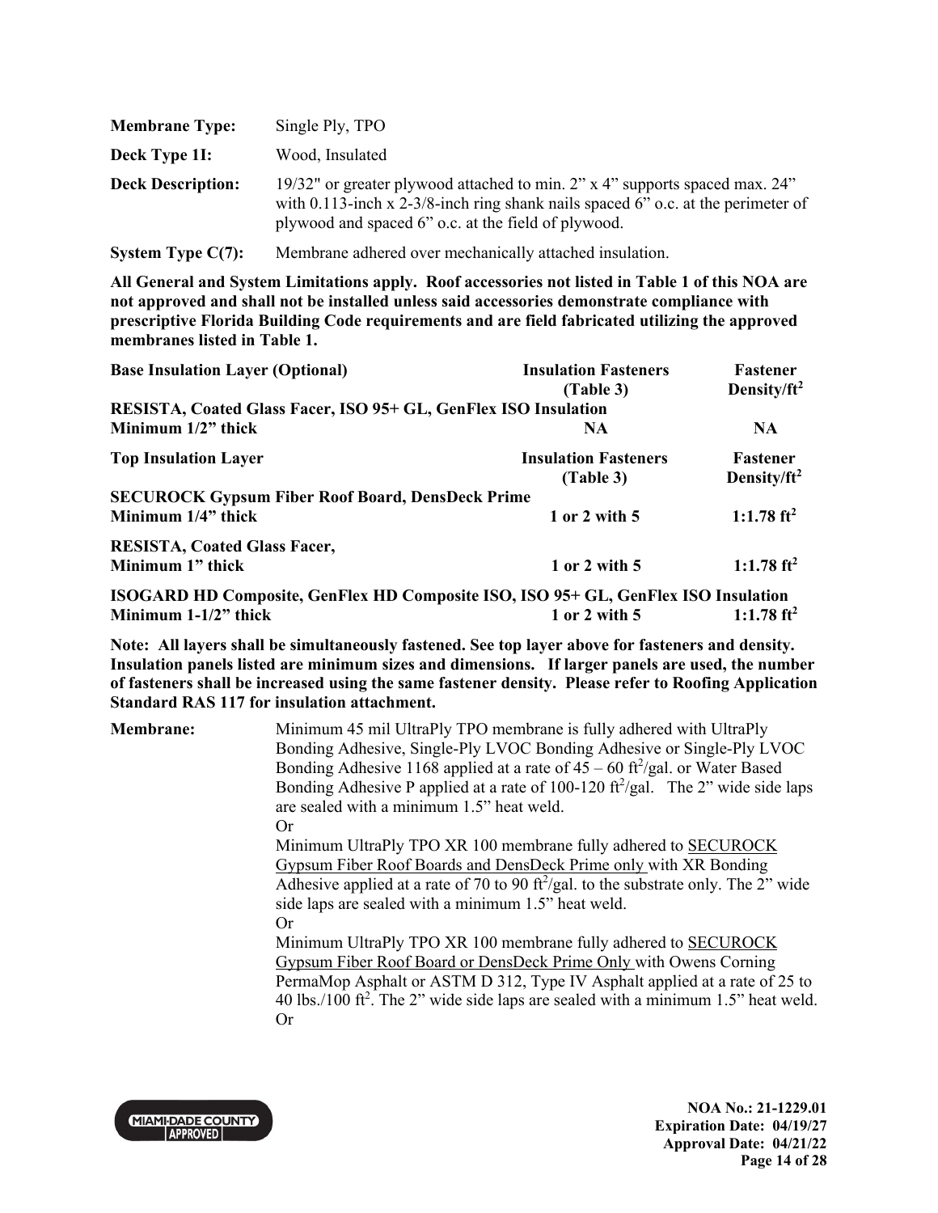| | |
|---|---|
| **Membrane Type:** | Single Ply, TPO |
| **Deck Type 1I:** | Wood, Insulated |
| **Deck Description:** | 19/32" or greater plywood attached to min. 2" x 4" supports spaced max. 24" with 0.113-inch x 2-3/8-inch ring shank nails spaced 6" o.c. at the perimeter of plywood and spaced 6" o.c. at the field of plywood. |
| **System Type C(7):** | Membrane adhered over mechanically attached insulation. |

**All General and System Limitations apply. Roof accessories not listed in Table 1 of this NOA are not approved and shall not be installed unless said accessories demonstrate compliance with prescriptive Florida Building Code requirements and are field fabricated utilizing the approved membranes listed in Table 1.**

| **Base Insulation Layer (Optional)** | **Insulation Fasteners (Table 3)** | **Fastener Density/ft²** |
|---|---|---|
| **RESISTA, Coated Glass Facer, ISO 95+ GL, GenFlex ISO Insulation Minimum 1/2" thick** | **NA** | **NA** |
| **Top Insulation Layer** | **Insulation Fasteners (Table 3)** | **Fastener Density/ft²** |
| **SECUROCK Gypsum Fiber Roof Board, DensDeck Prime Minimum 1/4" thick** | **1 or 2 with 5** | **1:1.78 ft²** |
| **RESISTA, Coated Glass Facer, Minimum 1" thick** | **1 or 2 with 5** | **1:1.78 ft²** |
| **ISOGARD HD Composite, GenFlex HD Composite ISO, ISO 95+ GL, GenFlex ISO Insulation Minimum 1-1/2" thick** | **1 or 2 with 5** | **1:1.78 ft²** |

**Note: All layers shall be simultaneously fastened. See top layer above for fasteners and density. Insulation panels listed are minimum sizes and dimensions. If larger panels are used, the number of fasteners shall be increased using the same fastener density. Please refer to Roofing Application Standard RAS 117 for insulation attachment.**

**Membrane:** Minimum 45 mil UltraPly TPO membrane is fully adhered with UltraPly Bonding Adhesive, Single-Ply LVOC Bonding Adhesive or Single-Ply LVOC Bonding Adhesive 1168 applied at a rate of 45 – 60 ft²/gal. or Water Based Bonding Adhesive P applied at a rate of 100-120 ft²/gal. The 2" wide side laps are sealed with a minimum 1.5" heat weld.

Or

Minimum UltraPly TPO XR 100 membrane fully adhered to <u>SECUROCK Gypsum Fiber Roof Boards and DensDeck Prime only</u> with XR Bonding Adhesive applied at a rate of 70 to 90 ft²/gal. to the substrate only. The 2" wide side laps are sealed with a minimum 1.5" heat weld.

Or

Minimum UltraPly TPO XR 100 membrane fully adhered to <u>SECUROCK Gypsum Fiber Roof Board or DensDeck Prime Only</u> with Owens Corning PermaMop Asphalt or ASTM D 312, Type IV Asphalt applied at a rate of 25 to 40 lbs./100 ft². The 2" wide side laps are sealed with a minimum 1.5" heat weld.

Or

NOA No.: 21-1229.01
Expiration Date: 04/19/27
Approval Date: 04/21/22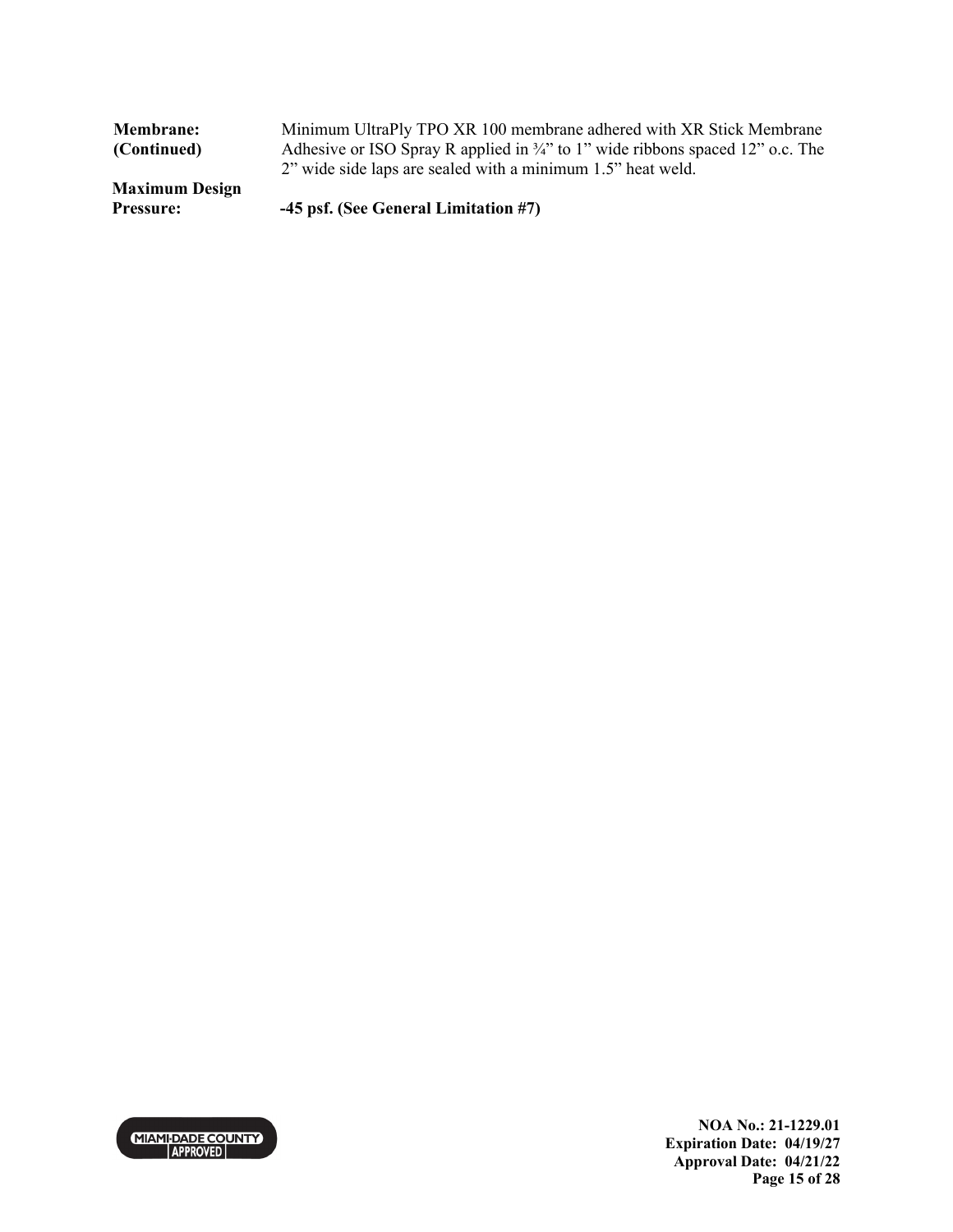| | |
|---|---|
| **Membrane: (Continued)** | Minimum UltraPly TPO XR 100 membrane adhered with XR Stick Membrane Adhesive or ISO Spray R applied in ¾" to 1" wide ribbons spaced 12" o.c. The 2" wide side laps are sealed with a minimum 1.5" heat weld. |
| **Maximum Design Pressure:** | **-45 psf. (See General Limitation #7)** |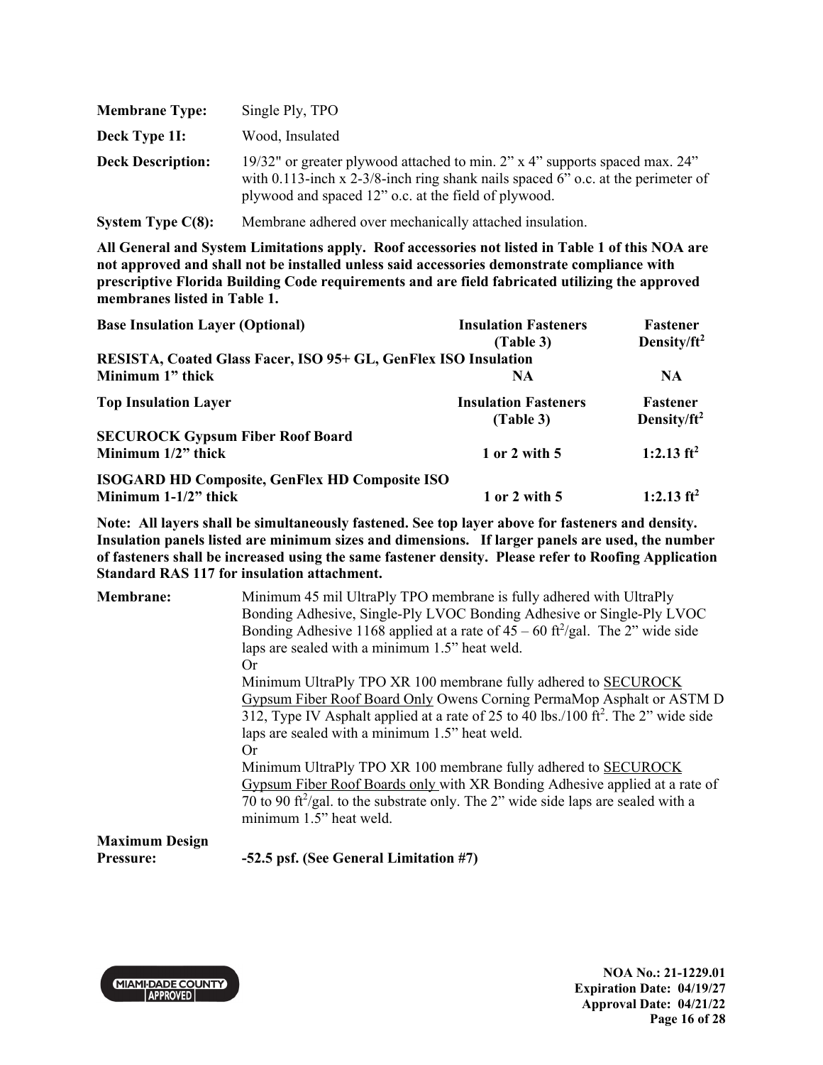| | |
|---|---|
| **Membrane Type:** | Single Ply, TPO |
| **Deck Type 1I:** | Wood, Insulated |
| **Deck Description:** | 19/32" or greater plywood attached to min. 2" x 4" supports spaced max. 24" with 0.113-inch x 2-3/8-inch ring shank nails spaced 6" o.c. at the perimeter of plywood and spaced 12" o.c. at the field of plywood. |
| **System Type C(8):** | Membrane adhered over mechanically attached insulation. |

**All General and System Limitations apply. Roof accessories not listed in Table 1 of this NOA are not approved and shall not be installed unless said accessories demonstrate compliance with prescriptive Florida Building Code requirements and are field fabricated utilizing the approved membranes listed in Table 1.**

| **Base Insulation Layer (Optional)** | **Insulation Fasteners (Table 3)** | **Fastener Density/ft$^2$** |
|---|---|---|
| **RESISTA, Coated Glass Facer, ISO 95+ GL, GenFlex ISO Insulation Minimum 1" thick** | **NA** | **NA** |
| **Top Insulation Layer** | **Insulation Fasteners (Table 3)** | **Fastener Density/ft$^2$** |
| **SECUROCK Gypsum Fiber Roof Board Minimum 1/2" thick** | **1 or 2 with 5** | **1:2.13 ft$^2$** |
| **ISOGARD HD Composite, GenFlex HD Composite ISO Minimum 1-1/2" thick** | **1 or 2 with 5** | **1:2.13 ft$^2$** |

**Note: All layers shall be simultaneously fastened. See top layer above for fasteners and density. Insulation panels listed are minimum sizes and dimensions. If larger panels are used, the number of fasteners shall be increased using the same fastener density. Please refer to Roofing Application Standard RAS 117 for insulation attachment.**

**Membrane:** Minimum 45 mil UltraPly TPO membrane is fully adhered with UltraPly Bonding Adhesive, Single-Ply LVOC Bonding Adhesive or Single-Ply LVOC Bonding Adhesive 1168 applied at a rate of 45 – 60 ft$^2$/gal. The 2" wide side laps are sealed with a minimum 1.5" heat weld.

Or

Minimum UltraPly TPO XR 100 membrane fully adhered to <u>SECUROCK Gypsum Fiber Roof Board Only</u> Owens Corning PermaMop Asphalt or ASTM D 312, Type IV Asphalt applied at a rate of 25 to 40 lbs./100 ft$^2$. The 2" wide side laps are sealed with a minimum 1.5" heat weld.

Or

Minimum UltraPly TPO XR 100 membrane fully adhered to <u>SECUROCK Gypsum Fiber Roof Boards only</u> with XR Bonding Adhesive applied at a rate of 70 to 90 ft$^2$/gal. to the substrate only. The 2" wide side laps are sealed with a minimum 1.5" heat weld.

**Maximum Design Pressure:** **-52.5 psf. (See General Limitation #7)**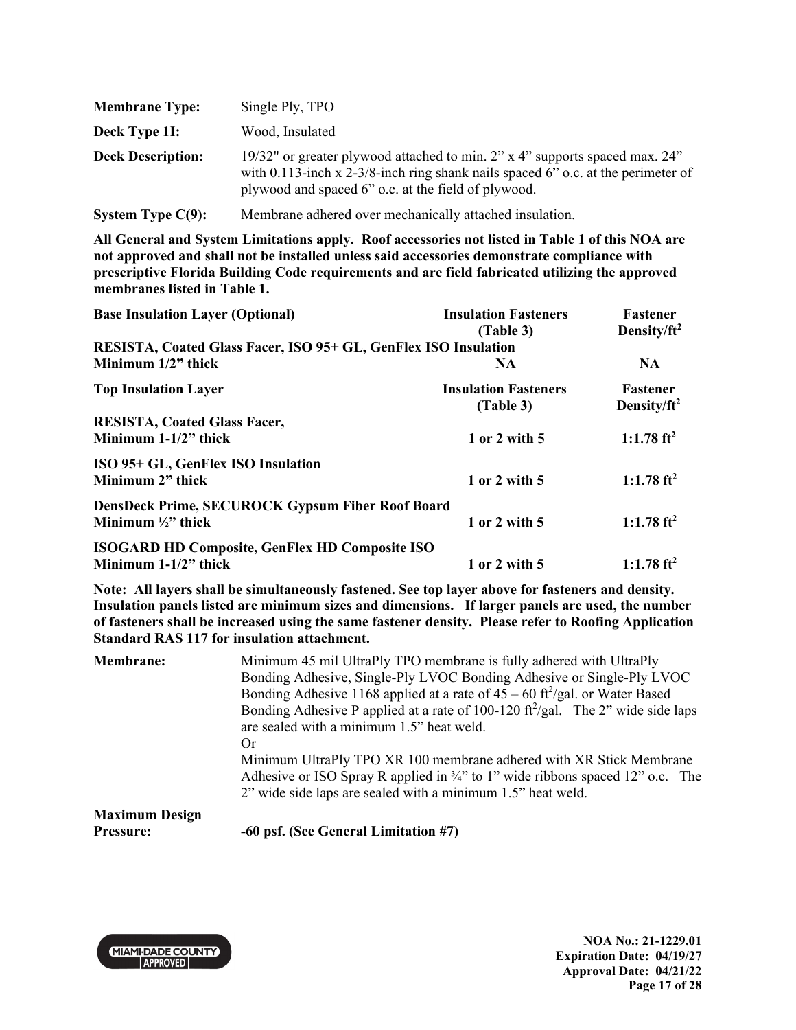| | |
|---|---|
| **Membrane Type:** | Single Ply, TPO |
| **Deck Type 1I:** | Wood, Insulated |
| **Deck Description:** | 19/32" or greater plywood attached to min. 2" x 4" supports spaced max. 24" with 0.113-inch x 2-3/8-inch ring shank nails spaced 6" o.c. at the perimeter of plywood and spaced 6" o.c. at the field of plywood. |
| **System Type C(9):** | Membrane adhered over mechanically attached insulation. |

**All General and System Limitations apply. Roof accessories not listed in Table 1 of this NOA are not approved and shall not be installed unless said accessories demonstrate compliance with prescriptive Florida Building Code requirements and are field fabricated utilizing the approved membranes listed in Table 1.**

| **Base Insulation Layer (Optional)** | **Insulation Fasteners (Table 3)** | **Fastener Density/ft²** |
|---|---|---|
| **RESISTA, Coated Glass Facer, ISO 95+ GL, GenFlex ISO Insulation Minimum 1/2" thick** | **NA** | **NA** |
| **Top Insulation Layer** | **Insulation Fasteners (Table 3)** | **Fastener Density/ft²** |
| **RESISTA, Coated Glass Facer, Minimum 1-1/2" thick** | **1 or 2 with 5** | **1:1.78 ft²** |
| **ISO 95+ GL, GenFlex ISO Insulation Minimum 2" thick** | **1 or 2 with 5** | **1:1.78 ft²** |
| **DensDeck Prime, SECUROCK Gypsum Fiber Roof Board Minimum ½" thick** | **1 or 2 with 5** | **1:1.78 ft²** |
| **ISOGARD HD Composite, GenFlex HD Composite ISO Minimum 1-1/2" thick** | **1 or 2 with 5** | **1:1.78 ft²** |

**Note: All layers shall be simultaneously fastened. See top layer above for fasteners and density. Insulation panels listed are minimum sizes and dimensions. If larger panels are used, the number of fasteners shall be increased using the same fastener density. Please refer to Roofing Application Standard RAS 117 for insulation attachment.**

| | |
|---|---|
| **Membrane:** | Minimum 45 mil UltraPly TPO membrane is fully adhered with UltraPly Bonding Adhesive, Single-Ply LVOC Bonding Adhesive or Single-Ply LVOC Bonding Adhesive 1168 applied at a rate of 45 – 60 ft²/gal. or Water Based Bonding Adhesive P applied at a rate of 100-120 ft²/gal. The 2" wide side laps are sealed with a minimum 1.5" heat weld.<br>Or<br>Minimum UltraPly TPO XR 100 membrane adhered with XR Stick Membrane Adhesive or ISO Spray R applied in ¾" to 1" wide ribbons spaced 12" o.c. The 2" wide side laps are sealed with a minimum 1.5" heat weld. |
| **Maximum Design Pressure:** | **-60 psf. (See General Limitation #7)** |

**NOA No.: 21-1229.01**
**Expiration Date: 04/19/27**
**Approval Date: 04/21/22**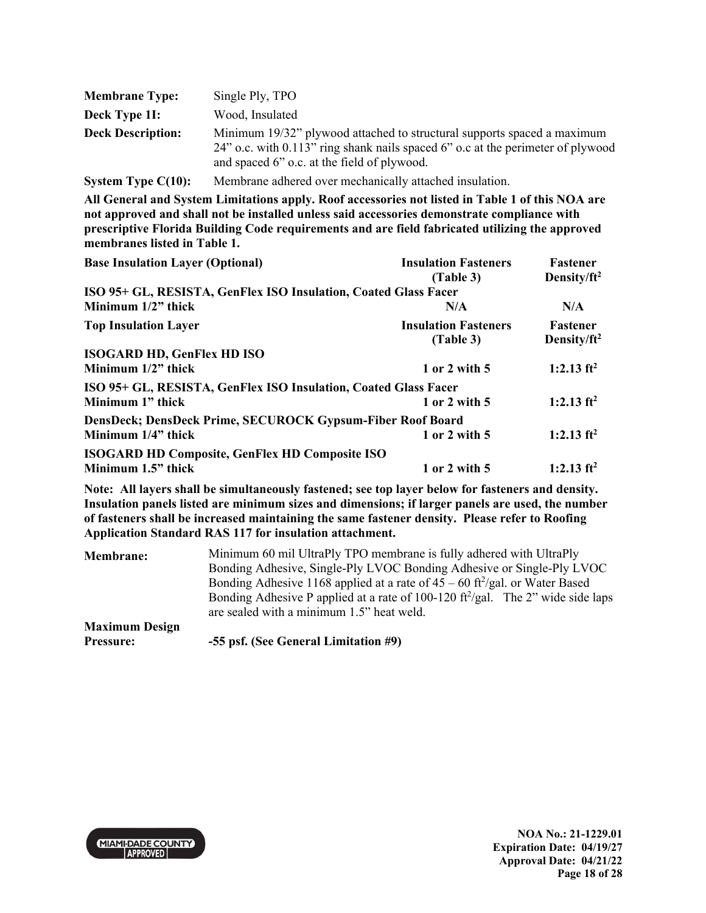| | |
|---|---|
| **Membrane Type:** | Single Ply, TPO |
| **Deck Type 1I:** | Wood, Insulated |
| **Deck Description:** | Minimum 19/32" plywood attached to structural supports spaced a maximum 24" o.c. with 0.113" ring shank nails spaced 6" o.c at the perimeter of plywood and spaced 6" o.c. at the field of plywood. |
| **System Type C(10):** | Membrane adhered over mechanically attached insulation. |

**All General and System Limitations apply. Roof accessories not listed in Table 1 of this NOA are not approved and shall not be installed unless said accessories demonstrate compliance with prescriptive Florida Building Code requirements and are field fabricated utilizing the approved membranes listed in Table 1.**

| **Base Insulation Layer (Optional)** | **Insulation Fasteners (Table 3)** | **Fastener Density/ft²** |
|---|---|---|
| **ISO 95+ GL, RESISTA, GenFlex ISO Insulation, Coated Glass Facer Minimum 1/2" thick** | **N/A** | **N/A** |
| **Top Insulation Layer** | **Insulation Fasteners (Table 3)** | **Fastener Density/ft²** |
| **ISOGARD HD, GenFlex HD ISO Minimum 1/2" thick** | **1 or 2 with 5** | **1:2.13 ft²** |
| **ISO 95+ GL, RESISTA, GenFlex ISO Insulation, Coated Glass Facer Minimum 1" thick** | **1 or 2 with 5** | **1:2.13 ft²** |
| **DensDeck; DensDeck Prime, SECUROCK Gypsum-Fiber Roof Board Minimum 1/4" thick** | **1 or 2 with 5** | **1:2.13 ft²** |
| **ISOGARD HD Composite, GenFlex HD Composite ISO Minimum 1.5" thick** | **1 or 2 with 5** | **1:2.13 ft²** |

**Note: All layers shall be simultaneously fastened; see top layer below for fasteners and density. Insulation panels listed are minimum sizes and dimensions; if larger panels are used, the number of fasteners shall be increased maintaining the same fastener density. Please refer to Roofing Application Standard RAS 117 for insulation attachment.**

| | |
|---|---|
| **Membrane:** | Minimum 60 mil UltraPly TPO membrane is fully adhered with UltraPly Bonding Adhesive, Single-Ply LVOC Bonding Adhesive or Single-Ply LVOC Bonding Adhesive 1168 applied at a rate of 45 – 60 ft²/gal. or Water Based Bonding Adhesive P applied at a rate of 100-120 ft²/gal. The 2" wide side laps are sealed with a minimum 1.5" heat weld. |
| **Maximum Design Pressure:** | **-55 psf. (See General Limitation #9)** |

NOA No.: 21-1229.01
Expiration Date: 04/19/27
Approval Date: 04/21/22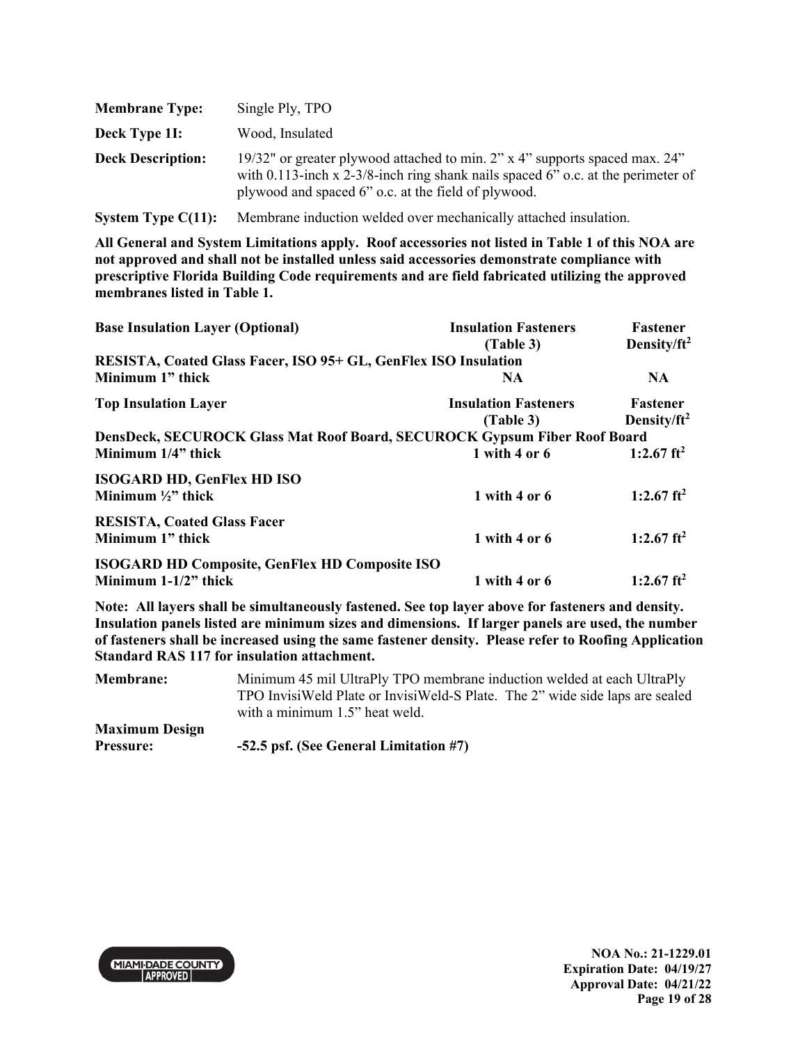**Membrane Type:** Single Ply, TPO

**Deck Type 1I:** Wood, Insulated

**Deck Description:** 19/32" or greater plywood attached to min. 2" x 4" supports spaced max. 24" with 0.113-inch x 2-3/8-inch ring shank nails spaced 6" o.c. at the perimeter of plywood and spaced 6" o.c. at the field of plywood.

**System Type C(11):** Membrane induction welded over mechanically attached insulation.

**All General and System Limitations apply. Roof accessories not listed in Table 1 of this NOA are not approved and shall not be installed unless said accessories demonstrate compliance with prescriptive Florida Building Code requirements and are field fabricated utilizing the approved membranes listed in Table 1.**

| Base Insulation Layer (Optional) | Insulation Fasteners (Table 3) | Fastener Density/ft$^2$ |
|---|---|---|
| RESISTA, Coated Glass Facer, ISO 95+ GL, GenFlex ISO Insulation | | |
| Minimum 1" thick | NA | NA |

| Top Insulation Layer | Insulation Fasteners (Table 3) | Fastener Density/ft$^2$ |
|---|---|---|
| DensDeck, SECUROCK Glass Mat Roof Board, SECUROCK Gypsum Fiber Roof Board | | |
| Minimum 1/4" thick | 1 with 4 or 6 | 1:2.67 ft$^2$ |
| ISOGARD HD, GenFlex HD ISO | | |
| Minimum ½" thick | 1 with 4 or 6 | 1:2.67 ft$^2$ |
| RESISTA, Coated Glass Facer | | |
| Minimum 1" thick | 1 with 4 or 6 | 1:2.67 ft$^2$ |
| ISOGARD HD Composite, GenFlex HD Composite ISO | | |
| Minimum 1-1/2" thick | 1 with 4 or 6 | 1:2.67 ft$^2$ |

**Note: All layers shall be simultaneously fastened. See top layer above for fasteners and density. Insulation panels listed are minimum sizes and dimensions. If larger panels are used, the number of fasteners shall be increased using the same fastener density. Please refer to Roofing Application Standard RAS 117 for insulation attachment.**

**Membrane:** Minimum 45 mil UltraPly TPO membrane induction welded at each UltraPly TPO InvisiWeld Plate or InvisiWeld-S Plate. The 2" wide side laps are sealed with a minimum 1.5" heat weld.

**Maximum Design Pressure:** **-52.5 psf. (See General Limitation #7)**

NOA No.: 21-1229.01
Expiration Date: 04/19/27
Approval Date: 04/21/22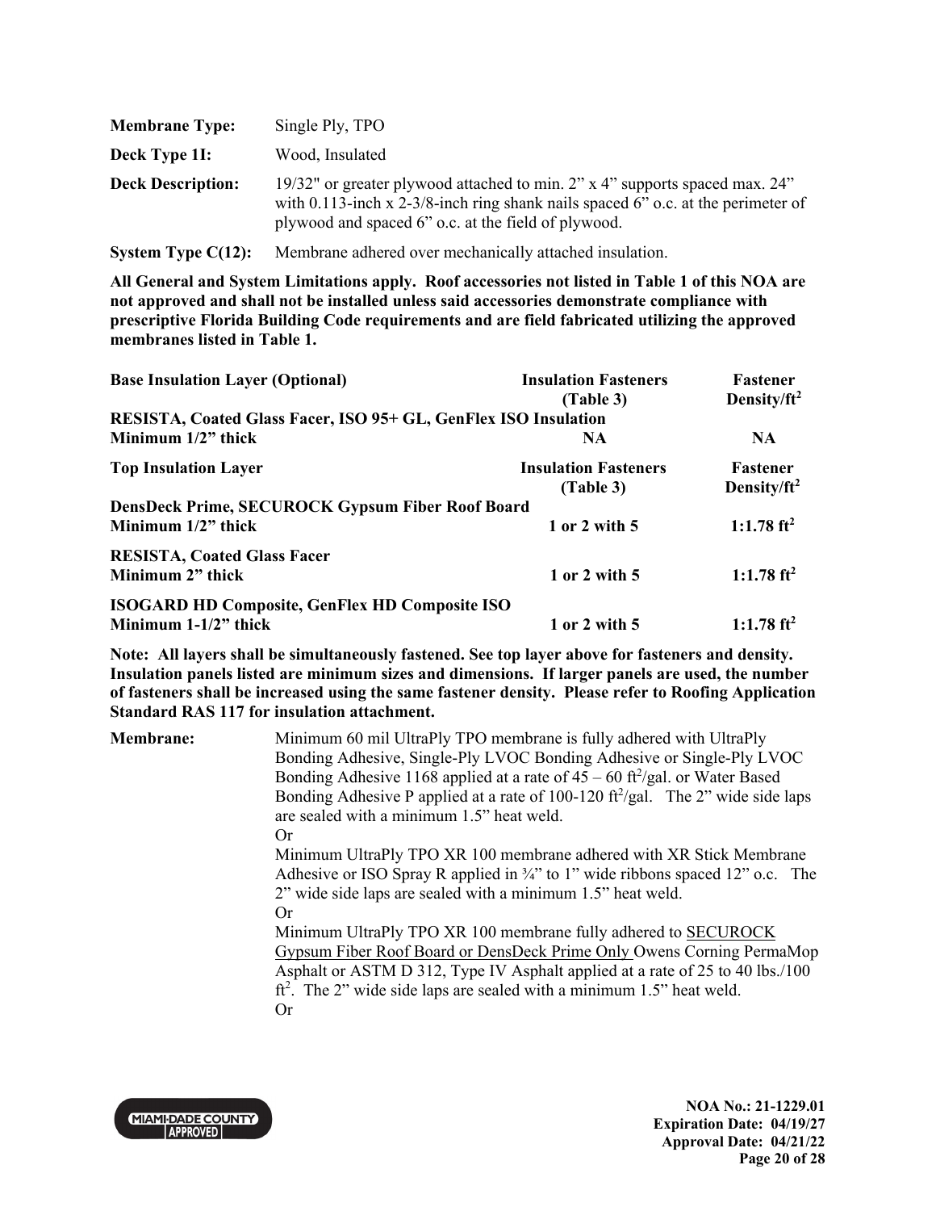**Membrane Type:** Single Ply, TPO

**Deck Type 1I:** Wood, Insulated

**Deck Description:** 19/32" or greater plywood attached to min. 2" x 4" supports spaced max. 24" with 0.113-inch x 2-3/8-inch ring shank nails spaced 6" o.c. at the perimeter of plywood and spaced 6" o.c. at the field of plywood.

**System Type C(12):** Membrane adhered over mechanically attached insulation.

**All General and System Limitations apply. Roof accessories not listed in Table 1 of this NOA are not approved and shall not be installed unless said accessories demonstrate compliance with prescriptive Florida Building Code requirements and are field fabricated utilizing the approved membranes listed in Table 1.**

| **Base Insulation Layer (Optional)** | **Insulation Fasteners (Table 3)** | **Fastener Density/ft²** |
|---|---|---|
| **RESISTA, Coated Glass Facer, ISO 95+ GL, GenFlex ISO Insulation Minimum 1/2" thick** | **NA** | **NA** |

| **Top Insulation Layer** | **Insulation Fasteners (Table 3)** | **Fastener Density/ft²** |
|---|---|---|
| **DensDeck Prime, SECUROCK Gypsum Fiber Roof Board Minimum 1/2" thick** | **1 or 2 with 5** | **1:1.78 ft²** |
| **RESISTA, Coated Glass Facer Minimum 2" thick** | **1 or 2 with 5** | **1:1.78 ft²** |
| **ISOGARD HD Composite, GenFlex HD Composite ISO Minimum 1-1/2" thick** | **1 or 2 with 5** | **1:1.78 ft²** |

**Note: All layers shall be simultaneously fastened. See top layer above for fasteners and density. Insulation panels listed are minimum sizes and dimensions. If larger panels are used, the number of fasteners shall be increased using the same fastener density. Please refer to Roofing Application Standard RAS 117 for insulation attachment.**

**Membrane:** Minimum 60 mil UltraPly TPO membrane is fully adhered with UltraPly Bonding Adhesive, Single-Ply LVOC Bonding Adhesive or Single-Ply LVOC Bonding Adhesive 1168 applied at a rate of 45 – 60 ft²/gal. or Water Based Bonding Adhesive P applied at a rate of 100-120 ft²/gal. The 2" wide side laps are sealed with a minimum 1.5" heat weld.

Or

Minimum UltraPly TPO XR 100 membrane adhered with XR Stick Membrane Adhesive or ISO Spray R applied in ¾" to 1" wide ribbons spaced 12" o.c. The 2" wide side laps are sealed with a minimum 1.5" heat weld.

Or

Minimum UltraPly TPO XR 100 membrane fully adhered to <u>SECUROCK Gypsum Fiber Roof Board or DensDeck Prime Only</u> Owens Corning PermaMop Asphalt or ASTM D 312, Type IV Asphalt applied at a rate of 25 to 40 lbs./100 ft². The 2" wide side laps are sealed with a minimum 1.5" heat weld.

Or

NOA No.: 21-1229.01
Expiration Date: 04/19/27
Approval Date: 04/21/22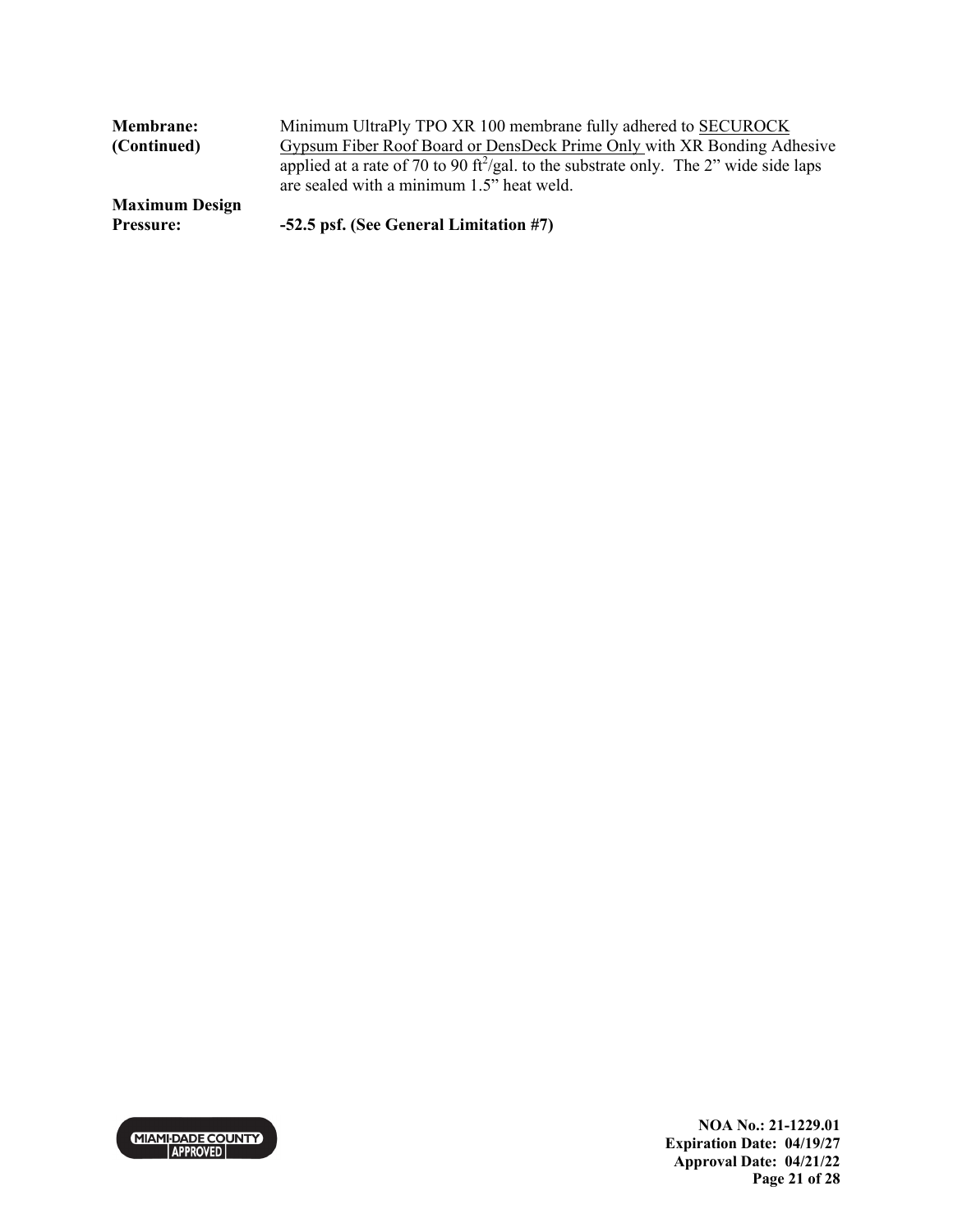**Membrane: (Continued)** Minimum UltraPly TPO XR 100 membrane fully adhered to SECUROCK Gypsum Fiber Roof Board or DensDeck Prime Only with XR Bonding Adhesive applied at a rate of 70 to 90 $ft^2$/gal. to the substrate only. The 2" wide side laps are sealed with a minimum 1.5" heat weld.

**Maximum Design Pressure:** **-52.5 psf. (See General Limitation #7)**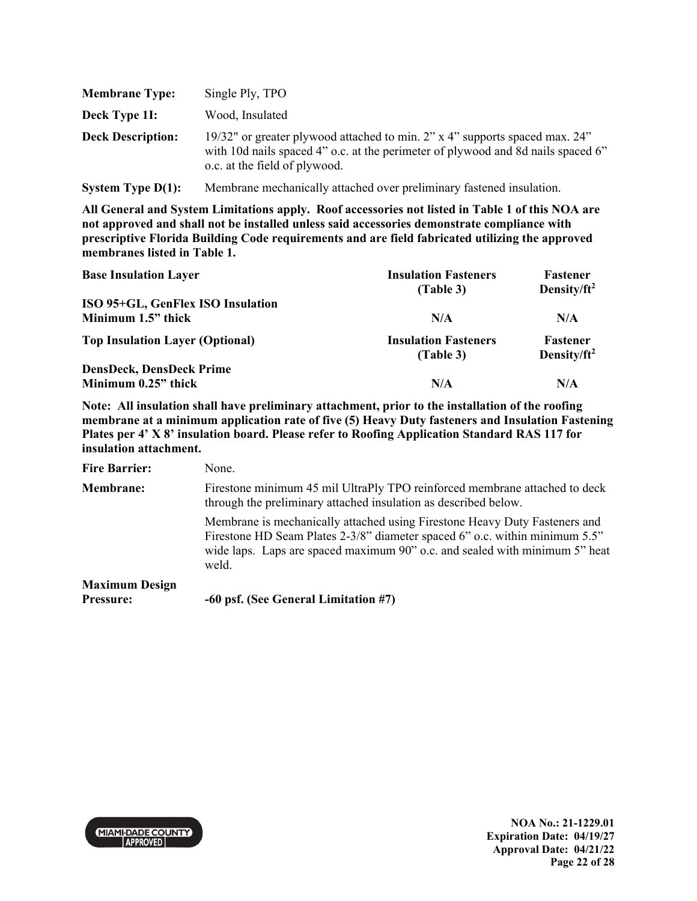**Membrane Type:** Single Ply, TPO

**Deck Type 1I:** Wood, Insulated

**Deck Description:** 19/32" or greater plywood attached to min. 2" x 4" supports spaced max. 24" with 10d nails spaced 4" o.c. at the perimeter of plywood and 8d nails spaced 6" o.c. at the field of plywood.

**System Type D(1):** Membrane mechanically attached over preliminary fastened insulation.

**All General and System Limitations apply. Roof accessories not listed in Table 1 of this NOA are not approved and shall not be installed unless said accessories demonstrate compliance with prescriptive Florida Building Code requirements and are field fabricated utilizing the approved membranes listed in Table 1.**

| Base Insulation Layer | Insulation Fasteners (Table 3) | Fastener Density/ft$^2$ |
|---|---|---|
| **ISO 95+GL, GenFlex ISO Insulation Minimum 1.5" thick** | **N/A** | **N/A** |
| **Top Insulation Layer (Optional)** | **Insulation Fasteners (Table 3)** | **Fastener Density/ft$^2$** |
| **DensDeck, DensDeck Prime Minimum 0.25" thick** | **N/A** | **N/A** |

**Note: All insulation shall have preliminary attachment, prior to the installation of the roofing membrane at a minimum application rate of five (5) Heavy Duty fasteners and Insulation Fastening Plates per 4' X 8' insulation board. Please refer to Roofing Application Standard RAS 117 for insulation attachment.**

**Fire Barrier:** None.

**Membrane:** Firestone minimum 45 mil UltraPly TPO reinforced membrane attached to deck through the preliminary attached insulation as described below.

Membrane is mechanically attached using Firestone Heavy Duty Fasteners and Firestone HD Seam Plates 2-3/8" diameter spaced 6" o.c. within minimum 5.5" wide laps. Laps are spaced maximum 90" o.c. and sealed with minimum 5" heat weld.

**Maximum Design Pressure:** **-60 psf. (See General Limitation #7)**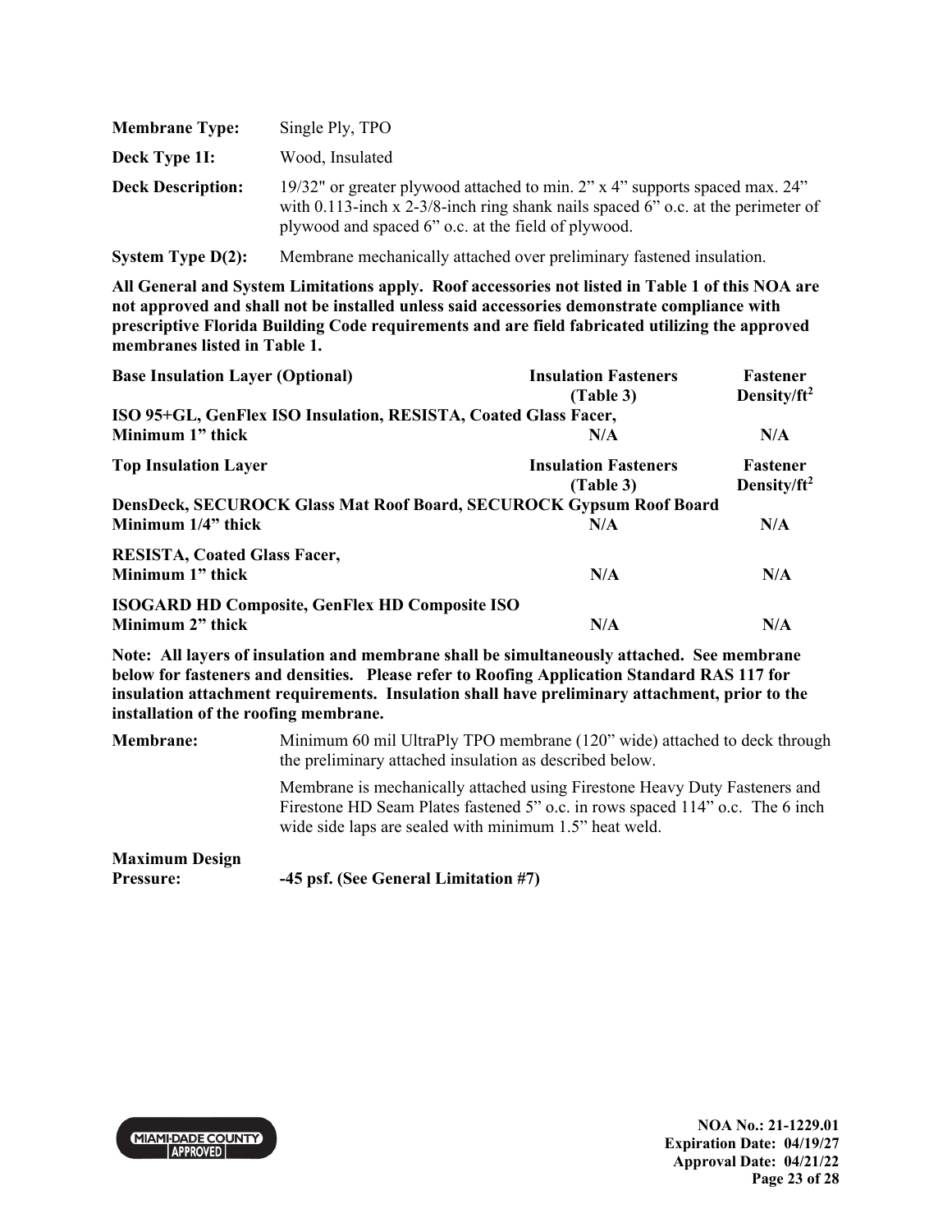**Membrane Type:** Single Ply, TPO

**Deck Type 1I:** Wood, Insulated

**Deck Description:** 19/32" or greater plywood attached to min. 2" x 4" supports spaced max. 24" with 0.113-inch x 2-3/8-inch ring shank nails spaced 6" o.c. at the perimeter of plywood and spaced 6" o.c. at the field of plywood.

**System Type D(2):** Membrane mechanically attached over preliminary fastened insulation.

**All General and System Limitations apply. Roof accessories not listed in Table 1 of this NOA are not approved and shall not be installed unless said accessories demonstrate compliance with prescriptive Florida Building Code requirements and are field fabricated utilizing the approved membranes listed in Table 1.**

| Base Insulation Layer (Optional) | Insulation Fasteners (Table 3) | Fastener Density/ft$^2$ |
|---|---|---|
| **ISO 95+GL, GenFlex ISO Insulation, RESISTA, Coated Glass Facer, Minimum 1" thick** | **N/A** | **N/A** |

| Top Insulation Layer | Insulation Fasteners (Table 3) | Fastener Density/ft$^2$ |
|---|---|---|
| **DensDeck, SECUROCK Glass Mat Roof Board, SECUROCK Gypsum Roof Board Minimum 1/4" thick** | **N/A** | **N/A** |
| **RESISTA, Coated Glass Facer, Minimum 1" thick** | **N/A** | **N/A** |
| **ISOGARD HD Composite, GenFlex HD Composite ISO Minimum 2" thick** | **N/A** | **N/A** |

**Note: All layers of insulation and membrane shall be simultaneously attached. See membrane below for fasteners and densities. Please refer to Roofing Application Standard RAS 117 for insulation attachment requirements. Insulation shall have preliminary attachment, prior to the installation of the roofing membrane.**

**Membrane:** Minimum 60 mil UltraPly TPO membrane (120" wide) attached to deck through the preliminary attached insulation as described below.

Membrane is mechanically attached using Firestone Heavy Duty Fasteners and Firestone HD Seam Plates fastened 5" o.c. in rows spaced 114" o.c. The 6 inch wide side laps are sealed with minimum 1.5" heat weld.

**Maximum Design Pressure:** **-45 psf. (See General Limitation #7)**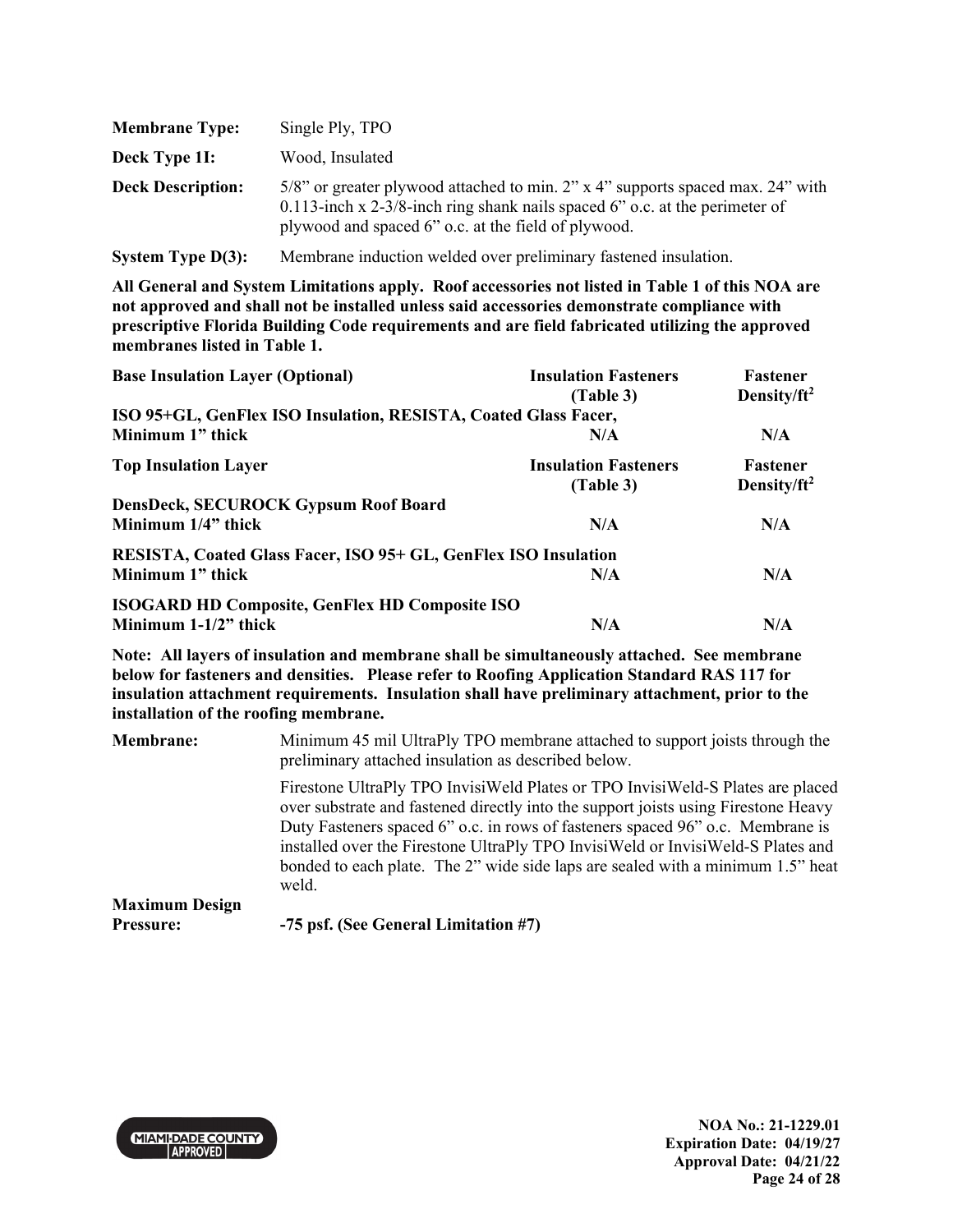| | |
|---|---|
| **Membrane Type:** | Single Ply, TPO |
| **Deck Type 1I:** | Wood, Insulated |
| **Deck Description:** | 5/8" or greater plywood attached to min. 2" x 4" supports spaced max. 24" with 0.113-inch x 2-3/8-inch ring shank nails spaced 6" o.c. at the perimeter of plywood and spaced 6" o.c. at the field of plywood. |
| **System Type D(3):** | Membrane induction welded over preliminary fastened insulation. |

**All General and System Limitations apply. Roof accessories not listed in Table 1 of this NOA are not approved and shall not be installed unless said accessories demonstrate compliance with prescriptive Florida Building Code requirements and are field fabricated utilizing the approved membranes listed in Table 1.**

| **Base Insulation Layer (Optional)** | **Insulation Fasteners (Table 3)** | **Fastener Density/ft$^2$** |
|---|---|---|
| **ISO 95+GL, GenFlex ISO Insulation, RESISTA, Coated Glass Facer, Minimum 1" thick** | **N/A** | **N/A** |
| **Top Insulation Layer** | **Insulation Fasteners (Table 3)** | **Fastener Density/ft$^2$** |
| **DensDeck, SECUROCK Gypsum Roof Board Minimum 1/4" thick** | **N/A** | **N/A** |
| **RESISTA, Coated Glass Facer, ISO 95+ GL, GenFlex ISO Insulation Minimum 1" thick** | **N/A** | **N/A** |
| **ISOGARD HD Composite, GenFlex HD Composite ISO Minimum 1-1/2" thick** | **N/A** | **N/A** |

**Note: All layers of insulation and membrane shall be simultaneously attached. See membrane below for fasteners and densities. Please refer to Roofing Application Standard RAS 117 for insulation attachment requirements. Insulation shall have preliminary attachment, prior to the installation of the roofing membrane.**

| | |
|---|---|
| **Membrane:** | Minimum 45 mil UltraPly TPO membrane attached to support joists through the preliminary attached insulation as described below.<br><br>Firestone UltraPly TPO InvisiWeld Plates or TPO InvisiWeld-S Plates are placed over substrate and fastened directly into the support joists using Firestone Heavy Duty Fasteners spaced 6" o.c. in rows of fasteners spaced 96" o.c. Membrane is installed over the Firestone UltraPly TPO InvisiWeld or InvisiWeld-S Plates and bonded to each plate. The 2" wide side laps are sealed with a minimum 1.5" heat weld. |
| **Maximum Design Pressure:** | **-75 psf. (See General Limitation #7)** |

NOA No.: 21-1229.01
Expiration Date: 04/19/27
Approval Date: 04/21/22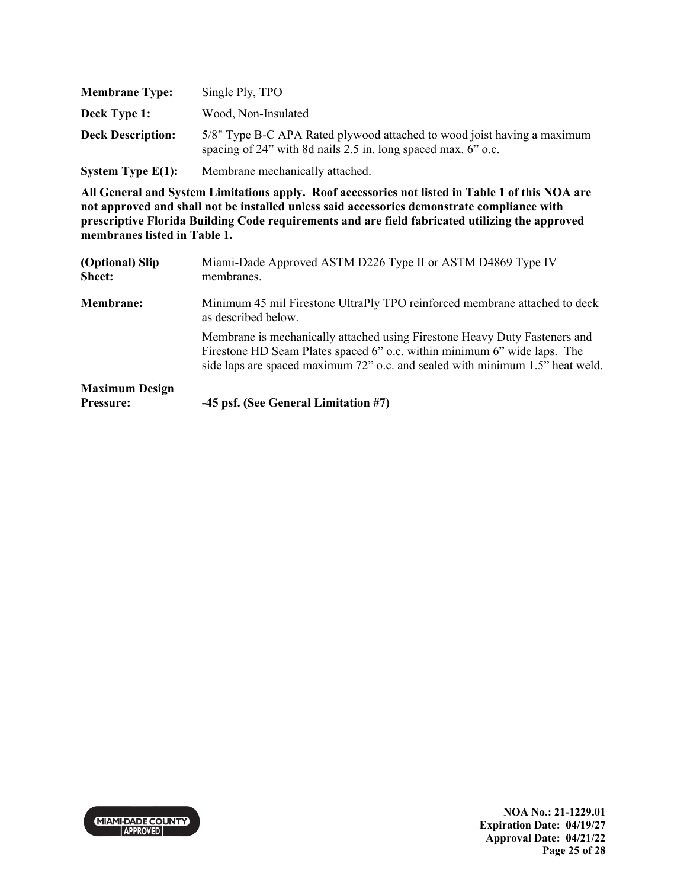| | |
|---|---|
| **Membrane Type:** | Single Ply, TPO |
| **Deck Type 1:** | Wood, Non-Insulated |
| **Deck Description:** | 5/8" Type B-C APA Rated plywood attached to wood joist having a maximum spacing of 24" with 8d nails 2.5 in. long spaced max. 6" o.c. |
| **System Type E(1):** | Membrane mechanically attached. |

**All General and System Limitations apply. Roof accessories not listed in Table 1 of this NOA are not approved and shall not be installed unless said accessories demonstrate compliance with prescriptive Florida Building Code requirements and are field fabricated utilizing the approved membranes listed in Table 1.**

| | |
|---|---|
| **(Optional) Slip Sheet:** | Miami-Dade Approved ASTM D226 Type II or ASTM D4869 Type IV membranes. |
| **Membrane:** | Minimum 45 mil Firestone UltraPly TPO reinforced membrane attached to deck as described below.<br><br>Membrane is mechanically attached using Firestone Heavy Duty Fasteners and Firestone HD Seam Plates spaced 6" o.c. within minimum 6" wide laps. The side laps are spaced maximum 72" o.c. and sealed with minimum 1.5" heat weld. |
| **Maximum Design Pressure:** | **-45 psf. (See General Limitation #7)** |

NOA No.: 21-1229.01
Expiration Date: 04/19/27
Approval Date: 04/21/22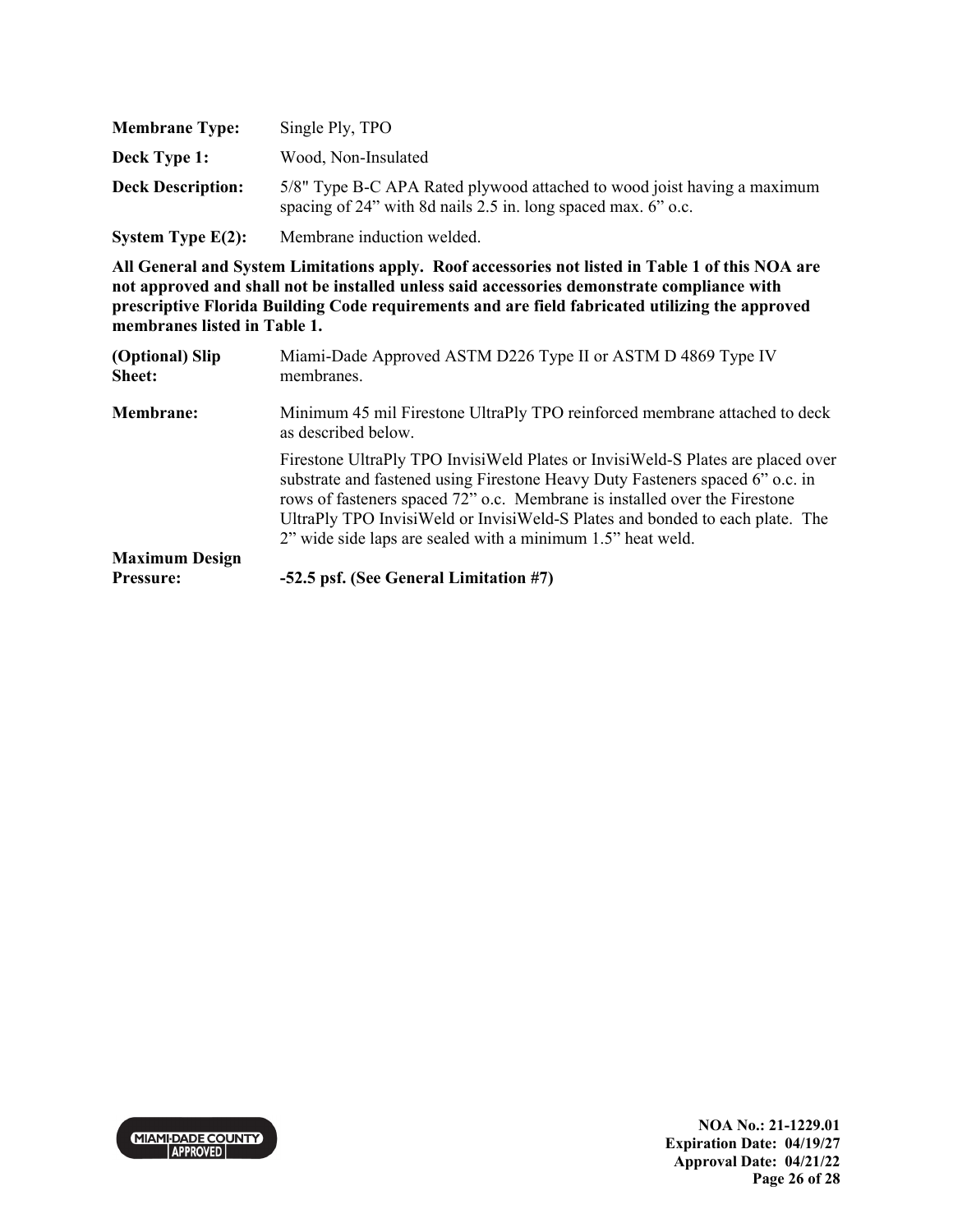**Membrane Type:** Single Ply, TPO

**Deck Type 1:** Wood, Non-Insulated

**Deck Description:** 5/8" Type B-C APA Rated plywood attached to wood joist having a maximum spacing of 24" with 8d nails 2.5 in. long spaced max. 6" o.c.

**System Type E(2):** Membrane induction welded.

**All General and System Limitations apply. Roof accessories not listed in Table 1 of this NOA are not approved and shall not be installed unless said accessories demonstrate compliance with prescriptive Florida Building Code requirements and are field fabricated utilizing the approved membranes listed in Table 1.**

**(Optional) Slip Sheet:** Miami-Dade Approved ASTM D226 Type II or ASTM D 4869 Type IV membranes.

**Membrane:** Minimum 45 mil Firestone UltraPly TPO reinforced membrane attached to deck as described below.

Firestone UltraPly TPO InvisiWeld Plates or InvisiWeld-S Plates are placed over substrate and fastened using Firestone Heavy Duty Fasteners spaced 6" o.c. in rows of fasteners spaced 72" o.c. Membrane is installed over the Firestone UltraPly TPO InvisiWeld or InvisiWeld-S Plates and bonded to each plate. The 2" wide side laps are sealed with a minimum 1.5" heat weld.

**Maximum Design Pressure:** **-52.5 psf. (See General Limitation #7)**

NOA No.: 21-1229.01
Expiration Date: 04/19/27
Approval Date: 04/21/22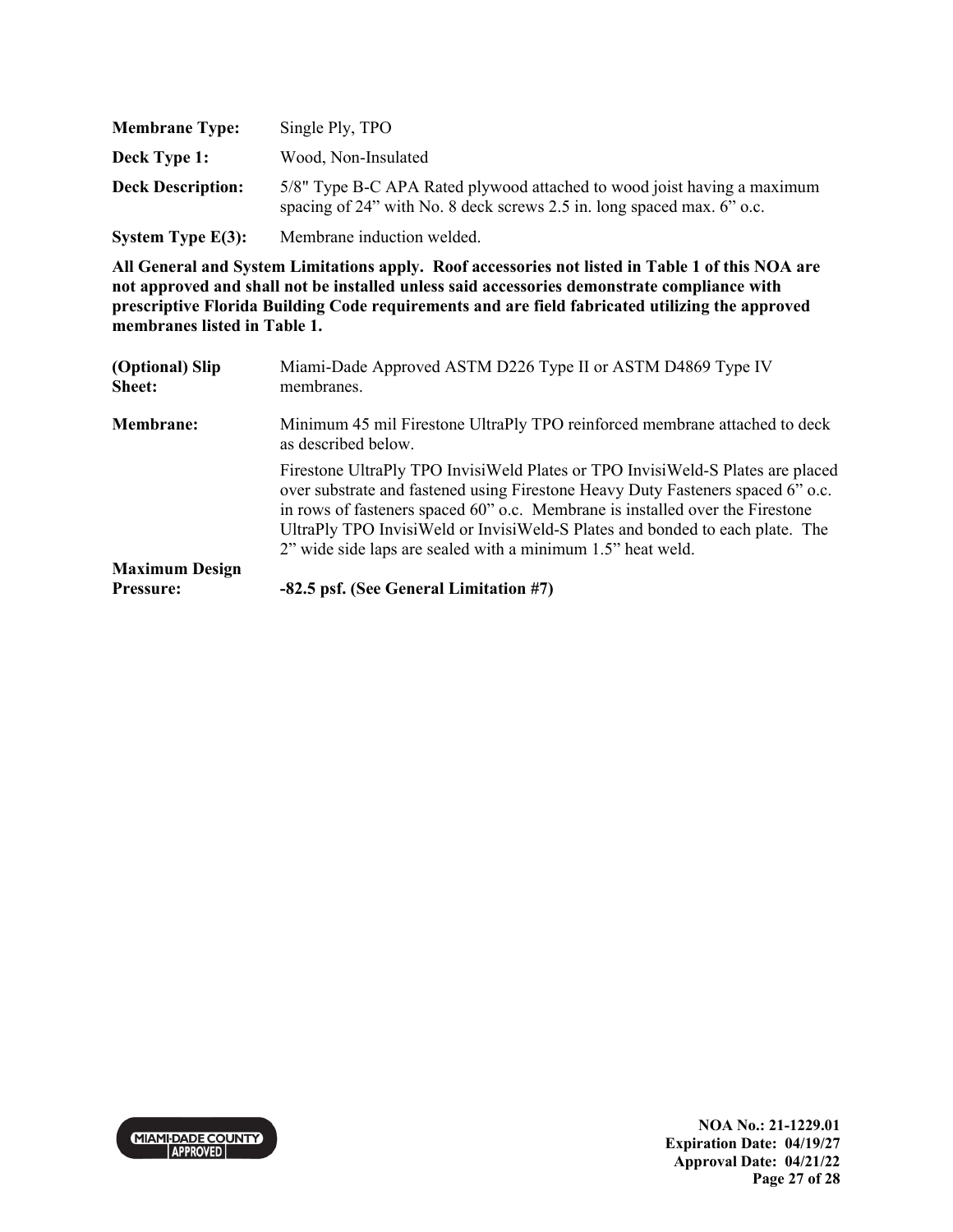**Membrane Type:** Single Ply, TPO

**Deck Type 1:** Wood, Non-Insulated

**Deck Description:** 5/8" Type B-C APA Rated plywood attached to wood joist having a maximum spacing of 24" with No. 8 deck screws 2.5 in. long spaced max. 6" o.c.

**System Type E(3):** Membrane induction welded.

**All General and System Limitations apply. Roof accessories not listed in Table 1 of this NOA are not approved and shall not be installed unless said accessories demonstrate compliance with prescriptive Florida Building Code requirements and are field fabricated utilizing the approved membranes listed in Table 1.**

**(Optional) Slip Sheet:** Miami-Dade Approved ASTM D226 Type II or ASTM D4869 Type IV membranes.

**Membrane:** Minimum 45 mil Firestone UltraPly TPO reinforced membrane attached to deck as described below.

Firestone UltraPly TPO InvisiWeld Plates or TPO InvisiWeld-S Plates are placed over substrate and fastened using Firestone Heavy Duty Fasteners spaced 6" o.c. in rows of fasteners spaced 60" o.c. Membrane is installed over the Firestone UltraPly TPO InvisiWeld or InvisiWeld-S Plates and bonded to each plate. The 2" wide side laps are sealed with a minimum 1.5" heat weld.

**Maximum Design Pressure:** **-82.5 psf. (See General Limitation #7)**

NOA No.: 21-1229.01
Expiration Date: 04/19/27
Approval Date: 04/21/22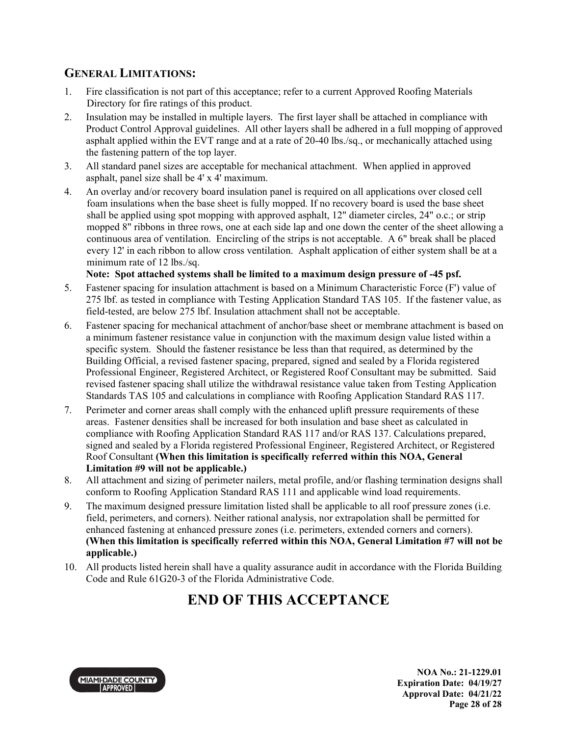## GENERAL LIMITATIONS:

1. Fire classification is not part of this acceptance; refer to a current Approved Roofing Materials Directory for fire ratings of this product.
2. Insulation may be installed in multiple layers. The first layer shall be attached in compliance with Product Control Approval guidelines. All other layers shall be adhered in a full mopping of approved asphalt applied within the EVT range and at a rate of 20-40 lbs./sq., or mechanically attached using the fastening pattern of the top layer.
3. All standard panel sizes are acceptable for mechanical attachment. When applied in approved asphalt, panel size shall be 4' x 4' maximum.
4. An overlay and/or recovery board insulation panel is required on all applications over closed cell foam insulations when the base sheet is fully mopped. If no recovery board is used the base sheet shall be applied using spot mopping with approved asphalt, 12" diameter circles, 24" o.c.; or strip mopped 8" ribbons in three rows, one at each side lap and one down the center of the sheet allowing a continuous area of ventilation. Encircling of the strips is not acceptable. A 6" break shall be placed every 12' in each ribbon to allow cross ventilation. Asphalt application of either system shall be at a minimum rate of 12 lbs./sq.

   **Note: Spot attached systems shall be limited to a maximum design pressure of -45 psf.**
5. Fastener spacing for insulation attachment is based on a Minimum Characteristic Force (F') value of 275 lbf. as tested in compliance with Testing Application Standard TAS 105. If the fastener value, as field-tested, are below 275 lbf. Insulation attachment shall not be acceptable.
6. Fastener spacing for mechanical attachment of anchor/base sheet or membrane attachment is based on a minimum fastener resistance value in conjunction with the maximum design value listed within a specific system. Should the fastener resistance be less than that required, as determined by the Building Official, a revised fastener spacing, prepared, signed and sealed by a Florida registered Professional Engineer, Registered Architect, or Registered Roof Consultant may be submitted. Said revised fastener spacing shall utilize the withdrawal resistance value taken from Testing Application Standards TAS 105 and calculations in compliance with Roofing Application Standard RAS 117.
7. Perimeter and corner areas shall comply with the enhanced uplift pressure requirements of these areas. Fastener densities shall be increased for both insulation and base sheet as calculated in compliance with Roofing Application Standard RAS 117 and/or RAS 137. Calculations prepared, signed and sealed by a Florida registered Professional Engineer, Registered Architect, or Registered Roof Consultant **(When this limitation is specifically referred within this NOA, General Limitation #9 will not be applicable.)**
8. All attachment and sizing of perimeter nailers, metal profile, and/or flashing termination designs shall conform to Roofing Application Standard RAS 111 and applicable wind load requirements.
9. The maximum designed pressure limitation listed shall be applicable to all roof pressure zones (i.e. field, perimeters, and corners). Neither rational analysis, nor extrapolation shall be permitted for enhanced fastening at enhanced pressure zones (i.e. perimeters, extended corners and corners). **(When this limitation is specifically referred within this NOA, General Limitation #7 will not be applicable.)**
10. All products listed herein shall have a quality assurance audit in accordance with the Florida Building Code and Rule 61G20-3 of the Florida Administrative Code.

# END OF THIS ACCEPTANCE

MIAMI-DADE COUNTY APPROVED

**NOA No.: 21-1229.01**
**Expiration Date: 04/19/27**
**Approval Date: 04/21/22**